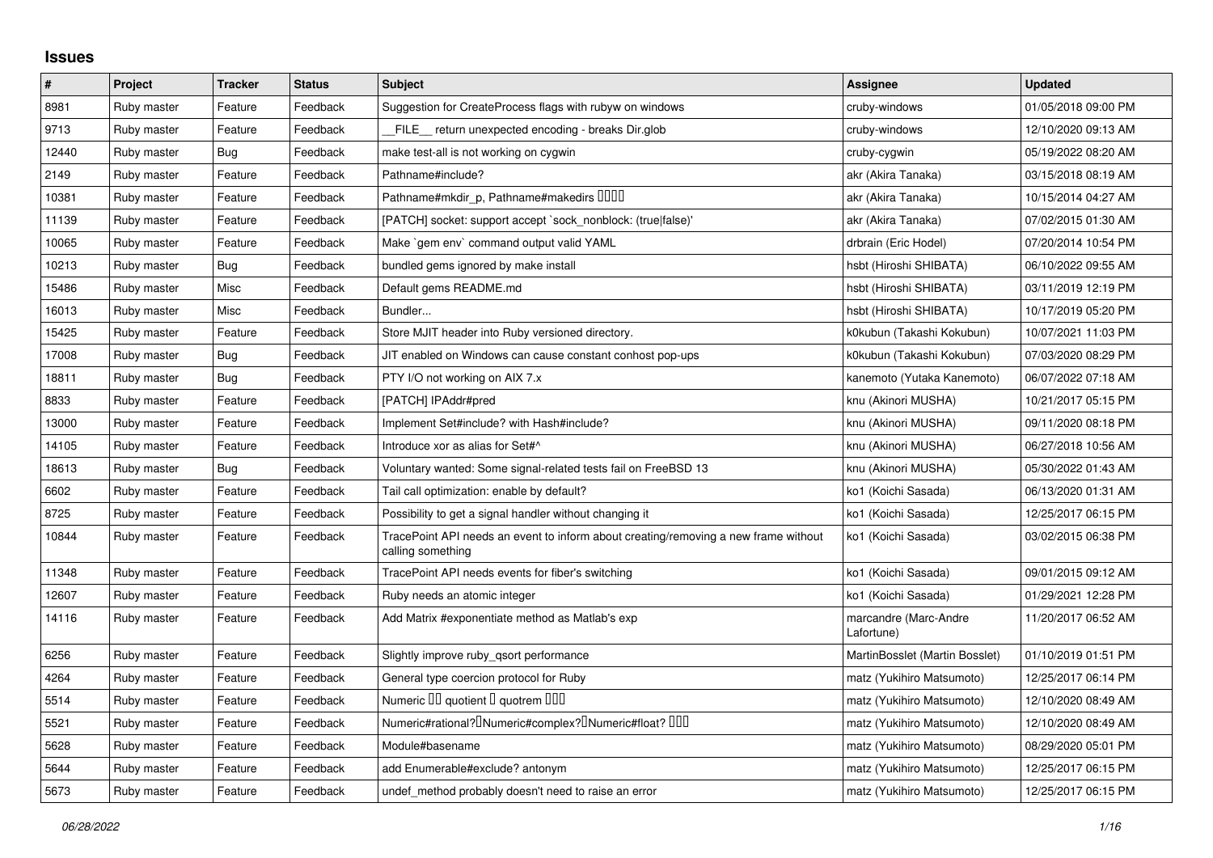## Issues

| # | Project | Tracker | Status | Subject | Assignee | Updated |
|---|---|---|---|---|---|---|
| 8981 | Ruby master | Feature | Feedback | Suggestion for CreateProcess flags with rubyw on windows | cruby-windows | 01/05/2018 09:00 PM |
| 9713 | Ruby master | Feature | Feedback | __FILE__ return unexpected encoding - breaks Dir.glob | cruby-windows | 12/10/2020 09:13 AM |
| 12440 | Ruby master | Bug | Feedback | make test-all is not working on cygwin | cruby-cygwin | 05/19/2022 08:20 AM |
| 2149 | Ruby master | Feature | Feedback | Pathname#include? | akr (Akira Tanaka) | 03/15/2018 08:19 AM |
| 10381 | Ruby master | Feature | Feedback | Pathname#mkdir_p, Pathname#makedirs ���� | akr (Akira Tanaka) | 10/15/2014 04:27 AM |
| 11139 | Ruby master | Feature | Feedback | [PATCH] socket: support accept `sock_nonblock: (true\|false)' | akr (Akira Tanaka) | 07/02/2015 01:30 AM |
| 10065 | Ruby master | Feature | Feedback | Make `gem env` command output valid YAML | drbrain (Eric Hodel) | 07/20/2014 10:54 PM |
| 10213 | Ruby master | Bug | Feedback | bundled gems ignored by make install | hsbt (Hiroshi SHIBATA) | 06/10/2022 09:55 AM |
| 15486 | Ruby master | Misc | Feedback | Default gems README.md | hsbt (Hiroshi SHIBATA) | 03/11/2019 12:19 PM |
| 16013 | Ruby master | Misc | Feedback | Bundler... | hsbt (Hiroshi SHIBATA) | 10/17/2019 05:20 PM |
| 15425 | Ruby master | Feature | Feedback | Store MJIT header into Ruby versioned directory. | k0kubun (Takashi Kokubun) | 10/07/2021 11:03 PM |
| 17008 | Ruby master | Bug | Feedback | JIT enabled on Windows can cause constant conhost pop-ups | k0kubun (Takashi Kokubun) | 07/03/2020 08:29 PM |
| 18811 | Ruby master | Bug | Feedback | PTY I/O not working on AIX 7.x | kanemoto (Yutaka Kanemoto) | 06/07/2022 07:18 AM |
| 8833 | Ruby master | Feature | Feedback | [PATCH] IPAddr#pred | knu (Akinori MUSHA) | 10/21/2017 05:15 PM |
| 13000 | Ruby master | Feature | Feedback | Implement Set#include? with Hash#include? | knu (Akinori MUSHA) | 09/11/2020 08:18 PM |
| 14105 | Ruby master | Feature | Feedback | Introduce xor as alias for Set#^ | knu (Akinori MUSHA) | 06/27/2018 10:56 AM |
| 18613 | Ruby master | Bug | Feedback | Voluntary wanted: Some signal-related tests fail on FreeBSD 13 | knu (Akinori MUSHA) | 05/30/2022 01:43 AM |
| 6602 | Ruby master | Feature | Feedback | Tail call optimization: enable by default? | ko1 (Koichi Sasada) | 06/13/2020 01:31 AM |
| 8725 | Ruby master | Feature | Feedback | Possibility to get a signal handler without changing it | ko1 (Koichi Sasada) | 12/25/2017 06:15 PM |
| 10844 | Ruby master | Feature | Feedback | TracePoint API needs an event to inform about creating/removing a new frame without calling something | ko1 (Koichi Sasada) | 03/02/2015 06:38 PM |
| 11348 | Ruby master | Feature | Feedback | TracePoint API needs events for fiber's switching | ko1 (Koichi Sasada) | 09/01/2015 09:12 AM |
| 12607 | Ruby master | Feature | Feedback | Ruby needs an atomic integer | ko1 (Koichi Sasada) | 01/29/2021 12:28 PM |
| 14116 | Ruby master | Feature | Feedback | Add Matrix #exponentiate method as Matlab's exp | marcandre (Marc-Andre Lafortune) | 11/20/2017 06:52 AM |
| 6256 | Ruby master | Feature | Feedback | Slightly improve ruby_qsort performance | MartinBosslet (Martin Bosslet) | 01/10/2019 01:51 PM |
| 4264 | Ruby master | Feature | Feedback | General type coercion protocol for Ruby | matz (Yukihiro Matsumoto) | 12/25/2017 06:14 PM |
| 5514 | Ruby master | Feature | Feedback | Numeric �� quotient � quotrem ��� | matz (Yukihiro Matsumoto) | 12/10/2020 08:49 AM |
| 5521 | Ruby master | Feature | Feedback | Numeric#rational?�Numeric#complex?�Numeric#float? ��� | matz (Yukihiro Matsumoto) | 12/10/2020 08:49 AM |
| 5628 | Ruby master | Feature | Feedback | Module#basename | matz (Yukihiro Matsumoto) | 08/29/2020 05:01 PM |
| 5644 | Ruby master | Feature | Feedback | add Enumerable#exclude? antonym | matz (Yukihiro Matsumoto) | 12/25/2017 06:15 PM |
| 5673 | Ruby master | Feature | Feedback | undef_method probably doesn't need to raise an error | matz (Yukihiro Matsumoto) | 12/25/2017 06:15 PM |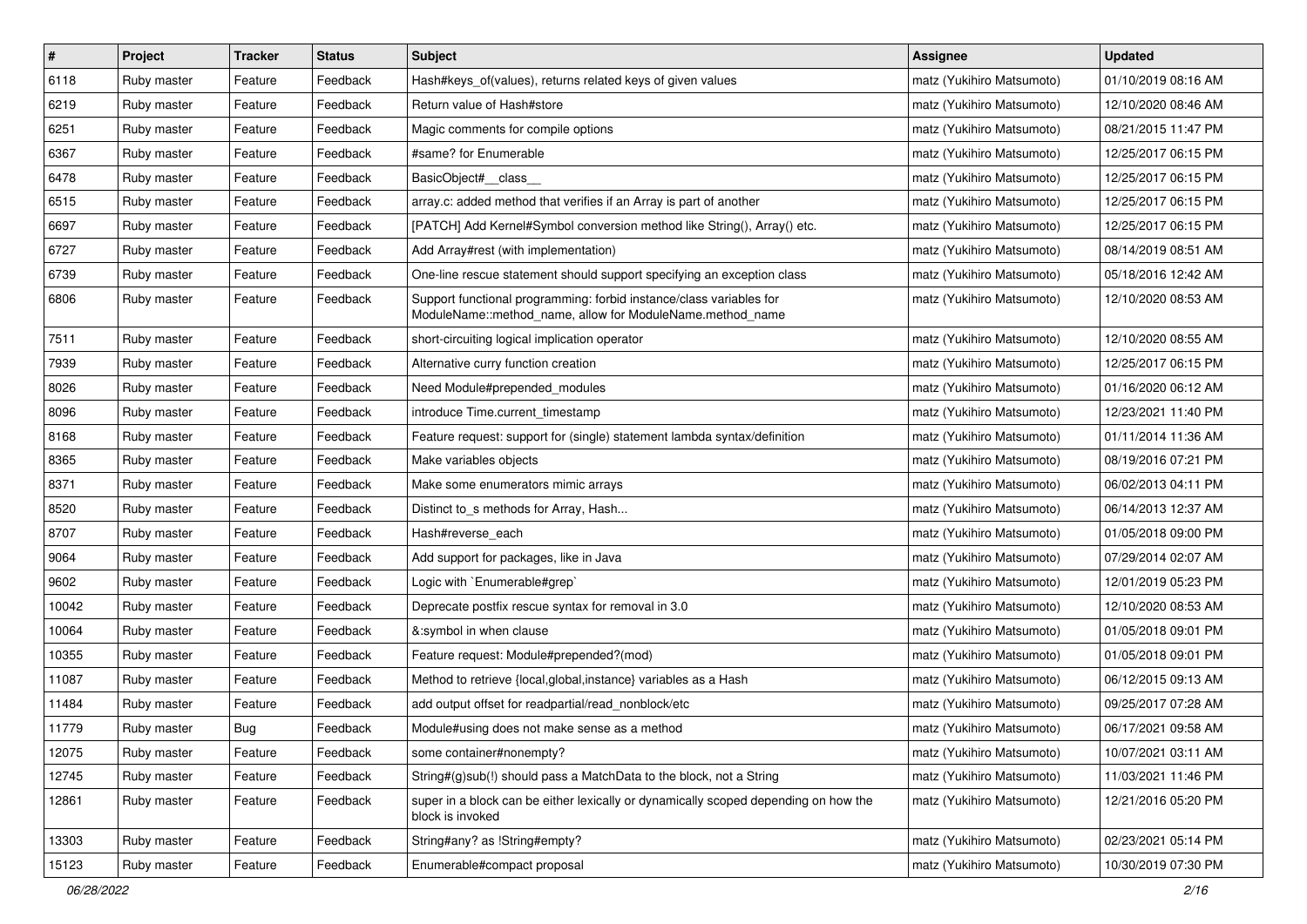| # | Project | Tracker | Status | Subject | Assignee | Updated |
|---|---|---|---|---|---|---|
| 6118 | Ruby master | Feature | Feedback | Hash#keys_of(values), returns related keys of given values | matz (Yukihiro Matsumoto) | 01/10/2019 08:16 AM |
| 6219 | Ruby master | Feature | Feedback | Return value of Hash#store | matz (Yukihiro Matsumoto) | 12/10/2020 08:46 AM |
| 6251 | Ruby master | Feature | Feedback | Magic comments for compile options | matz (Yukihiro Matsumoto) | 08/21/2015 11:47 PM |
| 6367 | Ruby master | Feature | Feedback | #same? for Enumerable | matz (Yukihiro Matsumoto) | 12/25/2017 06:15 PM |
| 6478 | Ruby master | Feature | Feedback | BasicObject#__class__ | matz (Yukihiro Matsumoto) | 12/25/2017 06:15 PM |
| 6515 | Ruby master | Feature | Feedback | array.c: added method that verifies if an Array is part of another | matz (Yukihiro Matsumoto) | 12/25/2017 06:15 PM |
| 6697 | Ruby master | Feature | Feedback | [PATCH] Add Kernel#Symbol conversion method like String(), Array() etc. | matz (Yukihiro Matsumoto) | 12/25/2017 06:15 PM |
| 6727 | Ruby master | Feature | Feedback | Add Array#rest (with implementation) | matz (Yukihiro Matsumoto) | 08/14/2019 08:51 AM |
| 6739 | Ruby master | Feature | Feedback | One-line rescue statement should support specifying an exception class | matz (Yukihiro Matsumoto) | 05/18/2016 12:42 AM |
| 6806 | Ruby master | Feature | Feedback | Support functional programming: forbid instance/class variables for ModuleName::method_name, allow for ModuleName.method_name | matz (Yukihiro Matsumoto) | 12/10/2020 08:53 AM |
| 7511 | Ruby master | Feature | Feedback | short-circuiting logical implication operator | matz (Yukihiro Matsumoto) | 12/10/2020 08:55 AM |
| 7939 | Ruby master | Feature | Feedback | Alternative curry function creation | matz (Yukihiro Matsumoto) | 12/25/2017 06:15 PM |
| 8026 | Ruby master | Feature | Feedback | Need Module#prepended_modules | matz (Yukihiro Matsumoto) | 01/16/2020 06:12 AM |
| 8096 | Ruby master | Feature | Feedback | introduce Time.current_timestamp | matz (Yukihiro Matsumoto) | 12/23/2021 11:40 PM |
| 8168 | Ruby master | Feature | Feedback | Feature request: support for (single) statement lambda syntax/definition | matz (Yukihiro Matsumoto) | 01/11/2014 11:36 AM |
| 8365 | Ruby master | Feature | Feedback | Make variables objects | matz (Yukihiro Matsumoto) | 08/19/2016 07:21 PM |
| 8371 | Ruby master | Feature | Feedback | Make some enumerators mimic arrays | matz (Yukihiro Matsumoto) | 06/02/2013 04:11 PM |
| 8520 | Ruby master | Feature | Feedback | Distinct to_s methods for Array, Hash... | matz (Yukihiro Matsumoto) | 06/14/2013 12:37 AM |
| 8707 | Ruby master | Feature | Feedback | Hash#reverse_each | matz (Yukihiro Matsumoto) | 01/05/2018 09:00 PM |
| 9064 | Ruby master | Feature | Feedback | Add support for packages, like in Java | matz (Yukihiro Matsumoto) | 07/29/2014 02:07 AM |
| 9602 | Ruby master | Feature | Feedback | Logic with `Enumerable#grep` | matz (Yukihiro Matsumoto) | 12/01/2019 05:23 PM |
| 10042 | Ruby master | Feature | Feedback | Deprecate postfix rescue syntax for removal in 3.0 | matz (Yukihiro Matsumoto) | 12/10/2020 08:53 AM |
| 10064 | Ruby master | Feature | Feedback | &:symbol in when clause | matz (Yukihiro Matsumoto) | 01/05/2018 09:01 PM |
| 10355 | Ruby master | Feature | Feedback | Feature request: Module#prepended?(mod) | matz (Yukihiro Matsumoto) | 01/05/2018 09:01 PM |
| 11087 | Ruby master | Feature | Feedback | Method to retrieve {local,global,instance} variables as a Hash | matz (Yukihiro Matsumoto) | 06/12/2015 09:13 AM |
| 11484 | Ruby master | Feature | Feedback | add output offset for readpartial/read_nonblock/etc | matz (Yukihiro Matsumoto) | 09/25/2017 07:28 AM |
| 11779 | Ruby master | Bug | Feedback | Module#using does not make sense as a method | matz (Yukihiro Matsumoto) | 06/17/2021 09:58 AM |
| 12075 | Ruby master | Feature | Feedback | some container#nonempty? | matz (Yukihiro Matsumoto) | 10/07/2021 03:11 AM |
| 12745 | Ruby master | Feature | Feedback | String#(g)sub(!) should pass a MatchData to the block, not a String | matz (Yukihiro Matsumoto) | 11/03/2021 11:46 PM |
| 12861 | Ruby master | Feature | Feedback | super in a block can be either lexically or dynamically scoped depending on how the block is invoked | matz (Yukihiro Matsumoto) | 12/21/2016 05:20 PM |
| 13303 | Ruby master | Feature | Feedback | String#any? as !String#empty? | matz (Yukihiro Matsumoto) | 02/23/2021 05:14 PM |
| 15123 | Ruby master | Feature | Feedback | Enumerable#compact proposal | matz (Yukihiro Matsumoto) | 10/30/2019 07:30 PM |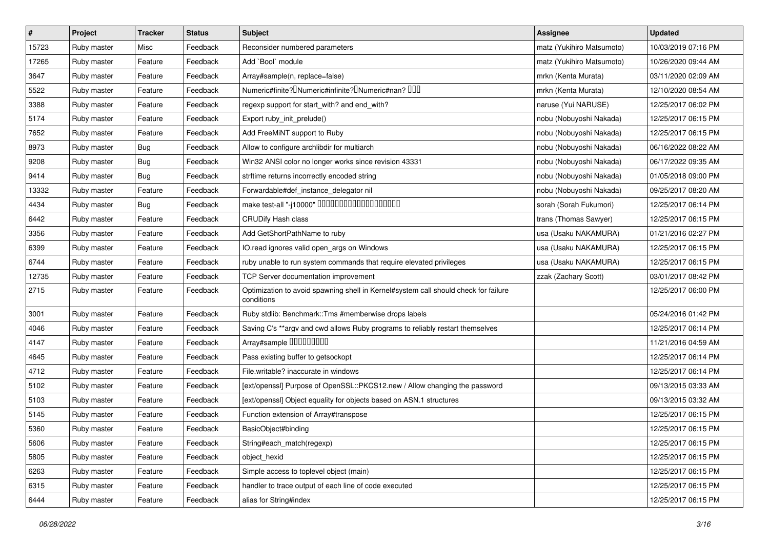| # | Project | Tracker | Status | Subject | Assignee | Updated |
|---|---|---|---|---|---|---|
| 15723 | Ruby master | Misc | Feedback | Reconsider numbered parameters | matz (Yukihiro Matsumoto) | 10/03/2019 07:16 PM |
| 17265 | Ruby master | Feature | Feedback | Add `Bool` module | matz (Yukihiro Matsumoto) | 10/26/2020 09:44 AM |
| 3647 | Ruby master | Feature | Feedback | Array#sample(n, replace=false) | mrkn (Kenta Murata) | 03/11/2020 02:09 AM |
| 5522 | Ruby master | Feature | Feedback | Numeric#finite?�Numeric#infinite?�Numeric#nan? ��� | mrkn (Kenta Murata) | 12/10/2020 08:54 AM |
| 3388 | Ruby master | Feature | Feedback | regexp support for start_with? and end_with? | naruse (Yui NARUSE) | 12/25/2017 06:02 PM |
| 5174 | Ruby master | Feature | Feedback | Export ruby_init_prelude() | nobu (Nobuyoshi Nakada) | 12/25/2017 06:15 PM |
| 7652 | Ruby master | Feature | Feedback | Add FreeMiNT support to Ruby | nobu (Nobuyoshi Nakada) | 12/25/2017 06:15 PM |
| 8973 | Ruby master | Bug | Feedback | Allow to configure archlibdir for multiarch | nobu (Nobuyoshi Nakada) | 06/16/2022 08:22 AM |
| 9208 | Ruby master | Bug | Feedback | Win32 ANSI color no longer works since revision 43331 | nobu (Nobuyoshi Nakada) | 06/17/2022 09:35 AM |
| 9414 | Ruby master | Bug | Feedback | strftime returns incorrectly encoded string | nobu (Nobuyoshi Nakada) | 01/05/2018 09:00 PM |
| 13332 | Ruby master | Feature | Feedback | Forwardable#def_instance_delegator nil | nobu (Nobuyoshi Nakada) | 09/25/2017 08:20 AM |
| 4434 | Ruby master | Bug | Feedback | make test-all "-j10000" ������������������� | sorah (Sorah Fukumori) | 12/25/2017 06:14 PM |
| 6442 | Ruby master | Feature | Feedback | CRUDify Hash class | trans (Thomas Sawyer) | 12/25/2017 06:15 PM |
| 3356 | Ruby master | Feature | Feedback | Add GetShortPathName to ruby | usa (Usaku NAKAMURA) | 01/21/2016 02:27 PM |
| 6399 | Ruby master | Feature | Feedback | IO.read ignores valid open_args on Windows | usa (Usaku NAKAMURA) | 12/25/2017 06:15 PM |
| 6744 | Ruby master | Feature | Feedback | ruby unable to run system commands that require elevated privileges | usa (Usaku NAKAMURA) | 12/25/2017 06:15 PM |
| 12735 | Ruby master | Feature | Feedback | TCP Server documentation improvement | zzak (Zachary Scott) | 03/01/2017 08:42 PM |
| 2715 | Ruby master | Feature | Feedback | Optimization to avoid spawning shell in Kernel#system call should check for failure conditions | | 12/25/2017 06:00 PM |
| 3001 | Ruby master | Feature | Feedback | Ruby stdlib: Benchmark::Tms #memberwise drops labels | | 05/24/2016 01:42 PM |
| 4046 | Ruby master | Feature | Feedback | Saving C's **argv and cwd allows Ruby programs to reliably restart themselves | | 12/25/2017 06:14 PM |
| 4147 | Ruby master | Feature | Feedback | Array#sample ��������� | | 11/21/2016 04:59 AM |
| 4645 | Ruby master | Feature | Feedback | Pass existing buffer to getsockopt | | 12/25/2017 06:14 PM |
| 4712 | Ruby master | Feature | Feedback | File.writable? inaccurate in windows | | 12/25/2017 06:14 PM |
| 5102 | Ruby master | Feature | Feedback | [ext/openssl] Purpose of OpenSSL::PKCS12.new / Allow changing the password | | 09/13/2015 03:33 AM |
| 5103 | Ruby master | Feature | Feedback | [ext/openssl] Object equality for objects based on ASN.1 structures | | 09/13/2015 03:32 AM |
| 5145 | Ruby master | Feature | Feedback | Function extension of Array#transpose | | 12/25/2017 06:15 PM |
| 5360 | Ruby master | Feature | Feedback | BasicObject#binding | | 12/25/2017 06:15 PM |
| 5606 | Ruby master | Feature | Feedback | String#each_match(regexp) | | 12/25/2017 06:15 PM |
| 5805 | Ruby master | Feature | Feedback | object_hexid | | 12/25/2017 06:15 PM |
| 6263 | Ruby master | Feature | Feedback | Simple access to toplevel object (main) | | 12/25/2017 06:15 PM |
| 6315 | Ruby master | Feature | Feedback | handler to trace output of each line of code executed | | 12/25/2017 06:15 PM |
| 6444 | Ruby master | Feature | Feedback | alias for String#index | | 12/25/2017 06:15 PM |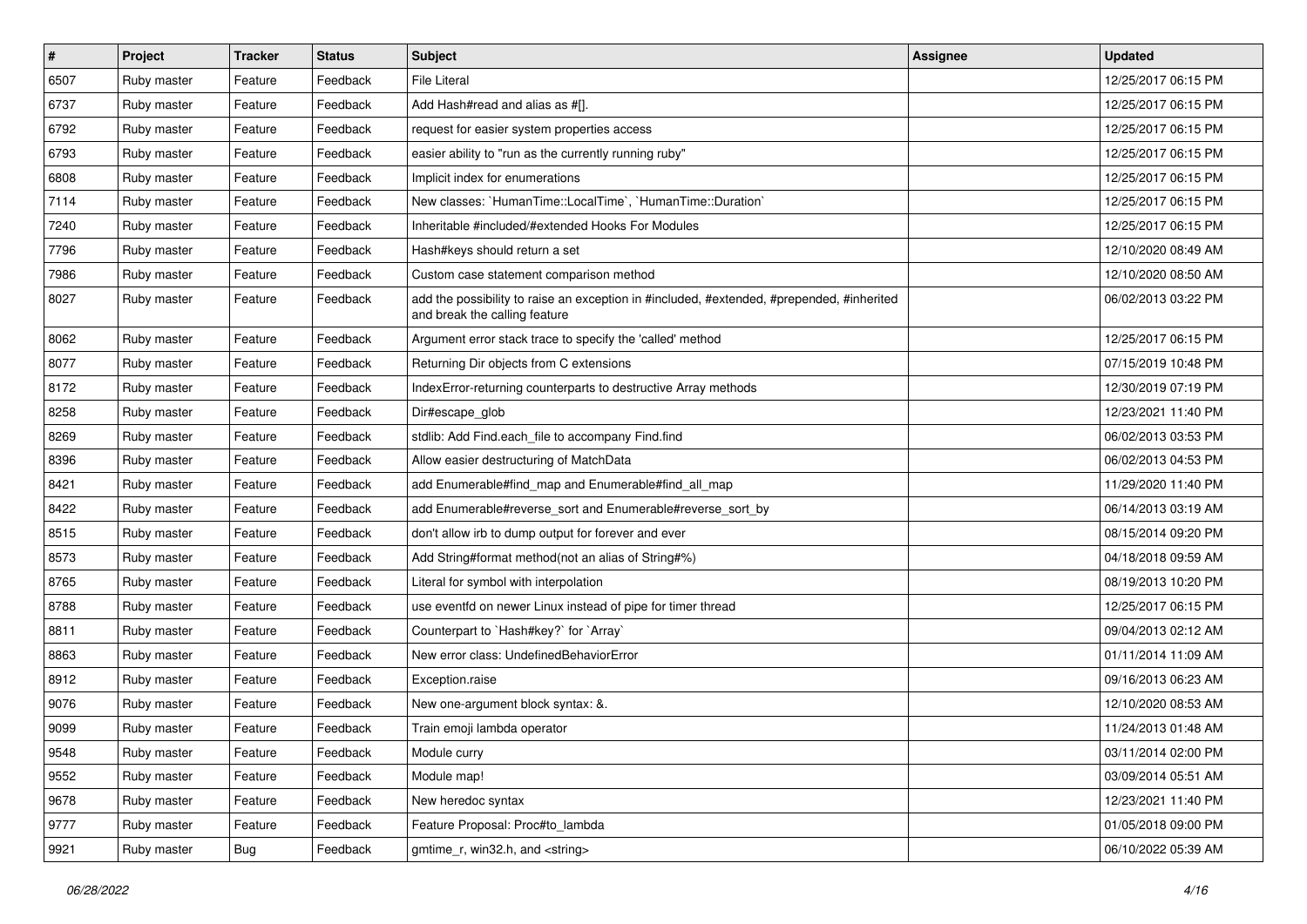| # | Project | Tracker | Status | Subject | Assignee | Updated |
|---|---|---|---|---|---|---|
| 6507 | Ruby master | Feature | Feedback | File Literal | | 12/25/2017 06:15 PM |
| 6737 | Ruby master | Feature | Feedback | Add Hash#read and alias as #[]. | | 12/25/2017 06:15 PM |
| 6792 | Ruby master | Feature | Feedback | request for easier system properties access | | 12/25/2017 06:15 PM |
| 6793 | Ruby master | Feature | Feedback | easier ability to "run as the currently running ruby" | | 12/25/2017 06:15 PM |
| 6808 | Ruby master | Feature | Feedback | Implicit index for enumerations | | 12/25/2017 06:15 PM |
| 7114 | Ruby master | Feature | Feedback | New classes: `HumanTime::LocalTime`, `HumanTime::Duration` | | 12/25/2017 06:15 PM |
| 7240 | Ruby master | Feature | Feedback | Inheritable #included/#extended Hooks For Modules | | 12/25/2017 06:15 PM |
| 7796 | Ruby master | Feature | Feedback | Hash#keys should return a set | | 12/10/2020 08:49 AM |
| 7986 | Ruby master | Feature | Feedback | Custom case statement comparison method | | 12/10/2020 08:50 AM |
| 8027 | Ruby master | Feature | Feedback | add the possibility to raise an exception in #included, #extended, #prepended, #inherited and break the calling feature | | 06/02/2013 03:22 PM |
| 8062 | Ruby master | Feature | Feedback | Argument error stack trace to specify the 'called' method | | 12/25/2017 06:15 PM |
| 8077 | Ruby master | Feature | Feedback | Returning Dir objects from C extensions | | 07/15/2019 10:48 PM |
| 8172 | Ruby master | Feature | Feedback | IndexError-returning counterparts to destructive Array methods | | 12/30/2019 07:19 PM |
| 8258 | Ruby master | Feature | Feedback | Dir#escape_glob | | 12/23/2021 11:40 PM |
| 8269 | Ruby master | Feature | Feedback | stdlib: Add Find.each_file to accompany Find.find | | 06/02/2013 03:53 PM |
| 8396 | Ruby master | Feature | Feedback | Allow easier destructuring of MatchData | | 06/02/2013 04:53 PM |
| 8421 | Ruby master | Feature | Feedback | add Enumerable#find_map and Enumerable#find_all_map | | 11/29/2020 11:40 PM |
| 8422 | Ruby master | Feature | Feedback | add Enumerable#reverse_sort and Enumerable#reverse_sort_by | | 06/14/2013 03:19 AM |
| 8515 | Ruby master | Feature | Feedback | don't allow irb to dump output for forever and ever | | 08/15/2014 09:20 PM |
| 8573 | Ruby master | Feature | Feedback | Add String#format method(not an alias of String#%) | | 04/18/2018 09:59 AM |
| 8765 | Ruby master | Feature | Feedback | Literal for symbol with interpolation | | 08/19/2013 10:20 PM |
| 8788 | Ruby master | Feature | Feedback | use eventfd on newer Linux instead of pipe for timer thread | | 12/25/2017 06:15 PM |
| 8811 | Ruby master | Feature | Feedback | Counterpart to `Hash#key?` for `Array` | | 09/04/2013 02:12 AM |
| 8863 | Ruby master | Feature | Feedback | New error class: UndefinedBehaviorError | | 01/11/2014 11:09 AM |
| 8912 | Ruby master | Feature | Feedback | Exception.raise | | 09/16/2013 06:23 AM |
| 9076 | Ruby master | Feature | Feedback | New one-argument block syntax: &. | | 12/10/2020 08:53 AM |
| 9099 | Ruby master | Feature | Feedback | Train emoji lambda operator | | 11/24/2013 01:48 AM |
| 9548 | Ruby master | Feature | Feedback | Module curry | | 03/11/2014 02:00 PM |
| 9552 | Ruby master | Feature | Feedback | Module map! | | 03/09/2014 05:51 AM |
| 9678 | Ruby master | Feature | Feedback | New heredoc syntax | | 12/23/2021 11:40 PM |
| 9777 | Ruby master | Feature | Feedback | Feature Proposal: Proc#to_lambda | | 01/05/2018 09:00 PM |
| 9921 | Ruby master | Bug | Feedback | gmtime_r, win32.h, and <string> | | 06/10/2022 05:39 AM |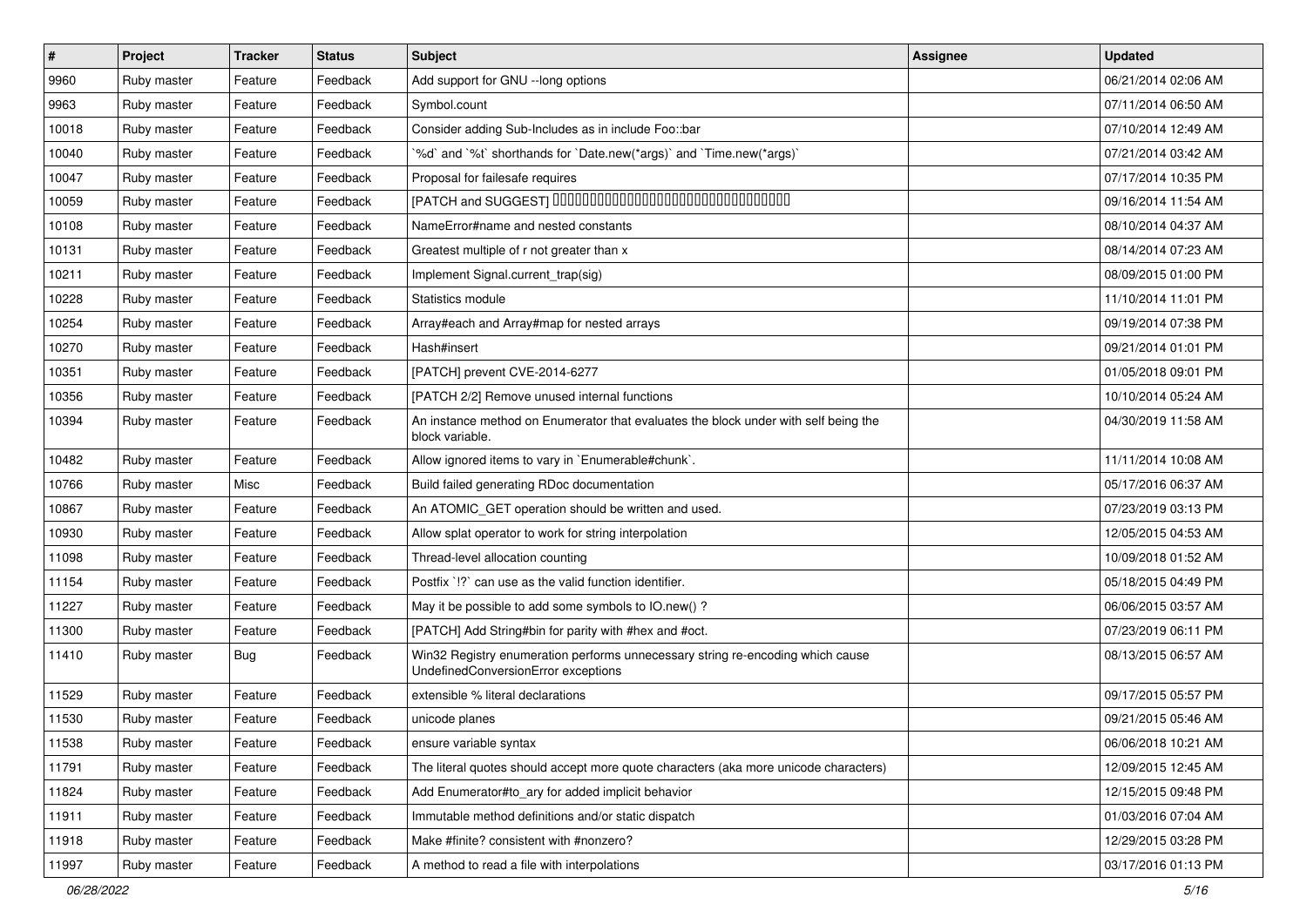| # | Project | Tracker | Status | Subject | Assignee | Updated |
|---|---|---|---|---|---|---|
| 9960 | Ruby master | Feature | Feedback | Add support for GNU --long options | | 06/21/2014 02:06 AM |
| 9963 | Ruby master | Feature | Feedback | Symbol.count | | 07/11/2014 06:50 AM |
| 10018 | Ruby master | Feature | Feedback | Consider adding Sub-Includes as in include Foo::bar | | 07/10/2014 12:49 AM |
| 10040 | Ruby master | Feature | Feedback | `%d` and `%t` shorthands for `Date.new(*args)` and `Time.new(*args)` | | 07/21/2014 03:42 AM |
| 10047 | Ruby master | Feature | Feedback | Proposal for failesafe requires | | 07/17/2014 10:35 PM |
| 10059 | Ruby master | Feature | Feedback | [PATCH and SUGGEST] □□□□□□□□□□□□□□□□□□□□□□□□□□□□□□□□□□ | | 09/16/2014 11:54 AM |
| 10108 | Ruby master | Feature | Feedback | NameError#name and nested constants | | 08/10/2014 04:37 AM |
| 10131 | Ruby master | Feature | Feedback | Greatest multiple of r not greater than x | | 08/14/2014 07:23 AM |
| 10211 | Ruby master | Feature | Feedback | Implement Signal.current_trap(sig) | | 08/09/2015 01:00 PM |
| 10228 | Ruby master | Feature | Feedback | Statistics module | | 11/10/2014 11:01 PM |
| 10254 | Ruby master | Feature | Feedback | Array#each and Array#map for nested arrays | | 09/19/2014 07:38 PM |
| 10270 | Ruby master | Feature | Feedback | Hash#insert | | 09/21/2014 01:01 PM |
| 10351 | Ruby master | Feature | Feedback | [PATCH] prevent CVE-2014-6277 | | 01/05/2018 09:01 PM |
| 10356 | Ruby master | Feature | Feedback | [PATCH 2/2] Remove unused internal functions | | 10/10/2014 05:24 AM |
| 10394 | Ruby master | Feature | Feedback | An instance method on Enumerator that evaluates the block under with self being the block variable. | | 04/30/2019 11:58 AM |
| 10482 | Ruby master | Feature | Feedback | Allow ignored items to vary in `Enumerable#chunk`. | | 11/11/2014 10:08 AM |
| 10766 | Ruby master | Misc | Feedback | Build failed generating RDoc documentation | | 05/17/2016 06:37 AM |
| 10867 | Ruby master | Feature | Feedback | An ATOMIC_GET operation should be written and used. | | 07/23/2019 03:13 PM |
| 10930 | Ruby master | Feature | Feedback | Allow splat operator to work for string interpolation | | 12/05/2015 04:53 AM |
| 11098 | Ruby master | Feature | Feedback | Thread-level allocation counting | | 10/09/2018 01:52 AM |
| 11154 | Ruby master | Feature | Feedback | Postfix `!?` can use as the valid function identifier. | | 05/18/2015 04:49 PM |
| 11227 | Ruby master | Feature | Feedback | May it be possible to add some symbols to IO.new() ? | | 06/06/2015 03:57 AM |
| 11300 | Ruby master | Feature | Feedback | [PATCH] Add String#bin for parity with #hex and #oct. | | 07/23/2019 06:11 PM |
| 11410 | Ruby master | Bug | Feedback | Win32 Registry enumeration performs unnecessary string re-encoding which cause UndefinedConversionError exceptions | | 08/13/2015 06:57 AM |
| 11529 | Ruby master | Feature | Feedback | extensible % literal declarations | | 09/17/2015 05:57 PM |
| 11530 | Ruby master | Feature | Feedback | unicode planes | | 09/21/2015 05:46 AM |
| 11538 | Ruby master | Feature | Feedback | ensure variable syntax | | 06/06/2018 10:21 AM |
| 11791 | Ruby master | Feature | Feedback | The literal quotes should accept more quote characters (aka more unicode characters) | | 12/09/2015 12:45 AM |
| 11824 | Ruby master | Feature | Feedback | Add Enumerator#to_ary for added implicit behavior | | 12/15/2015 09:48 PM |
| 11911 | Ruby master | Feature | Feedback | Immutable method definitions and/or static dispatch | | 01/03/2016 07:04 AM |
| 11918 | Ruby master | Feature | Feedback | Make #finite? consistent with #nonzero? | | 12/29/2015 03:28 PM |
| 11997 | Ruby master | Feature | Feedback | A method to read a file with interpolations | | 03/17/2016 01:13 PM |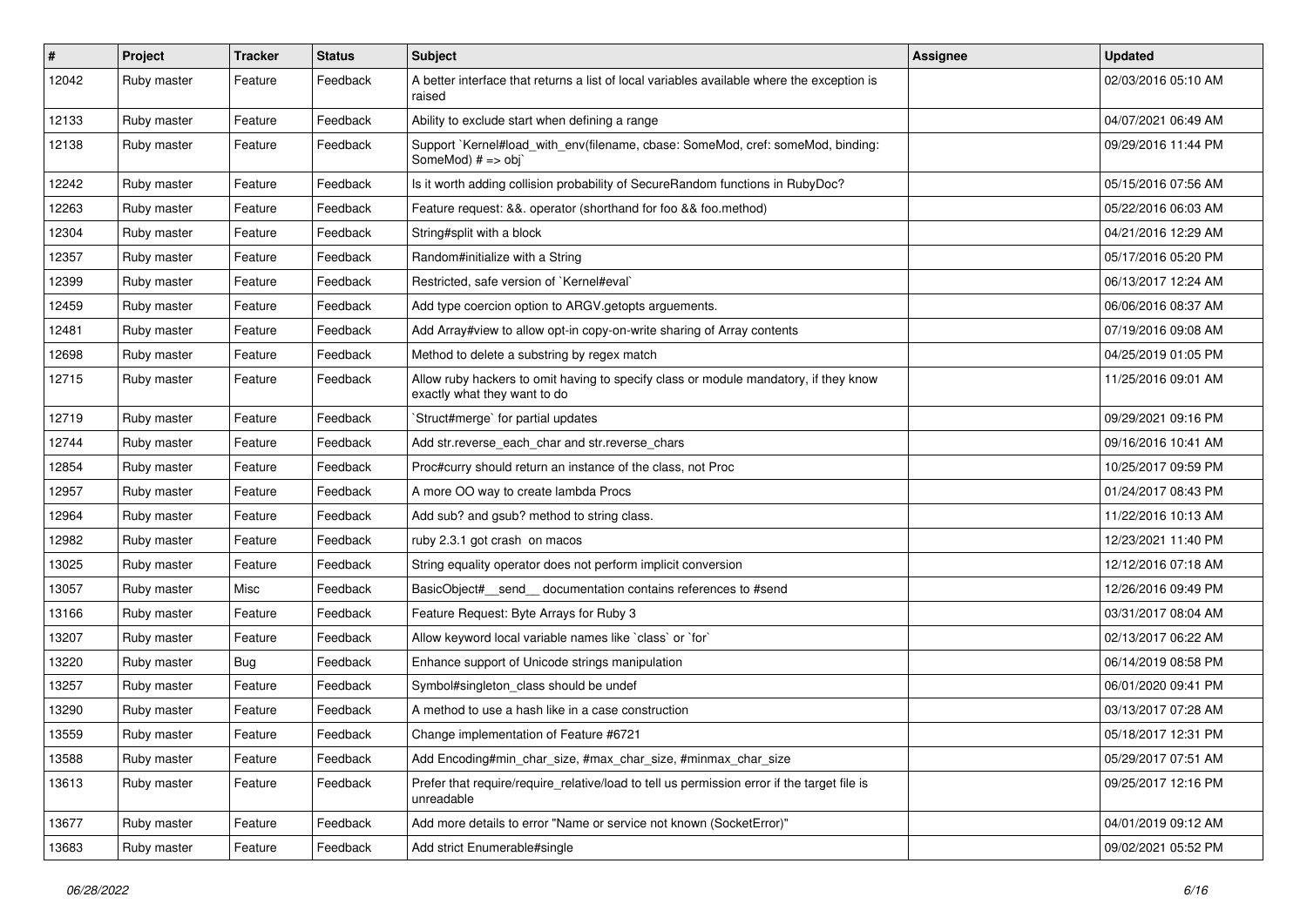| # | Project | Tracker | Status | Subject | Assignee | Updated |
|---|---|---|---|---|---|---|
| 12042 | Ruby master | Feature | Feedback | A better interface that returns a list of local variables available where the exception is raised | | 02/03/2016 05:10 AM |
| 12133 | Ruby master | Feature | Feedback | Ability to exclude start when defining a range | | 04/07/2021 06:49 AM |
| 12138 | Ruby master | Feature | Feedback | Support `Kernel#load_with_env(filename, cbase: SomeMod, cref: someMod, binding: SomeMod) # => obj` | | 09/29/2016 11:44 PM |
| 12242 | Ruby master | Feature | Feedback | Is it worth adding collision probability of SecureRandom functions in RubyDoc? | | 05/15/2016 07:56 AM |
| 12263 | Ruby master | Feature | Feedback | Feature request: &&. operator (shorthand for foo && foo.method) | | 05/22/2016 06:03 AM |
| 12304 | Ruby master | Feature | Feedback | String#split with a block | | 04/21/2016 12:29 AM |
| 12357 | Ruby master | Feature | Feedback | Random#initialize with a String | | 05/17/2016 05:20 PM |
| 12399 | Ruby master | Feature | Feedback | Restricted, safe version of `Kernel#eval` | | 06/13/2017 12:24 AM |
| 12459 | Ruby master | Feature | Feedback | Add type coercion option to ARGV.getopts arguements. | | 06/06/2016 08:37 AM |
| 12481 | Ruby master | Feature | Feedback | Add Array#view to allow opt-in copy-on-write sharing of Array contents | | 07/19/2016 09:08 AM |
| 12698 | Ruby master | Feature | Feedback | Method to delete a substring by regex match | | 04/25/2019 01:05 PM |
| 12715 | Ruby master | Feature | Feedback | Allow ruby hackers to omit having to specify class or module mandatory, if they know exactly what they want to do | | 11/25/2016 09:01 AM |
| 12719 | Ruby master | Feature | Feedback | `Struct#merge` for partial updates | | 09/29/2021 09:16 PM |
| 12744 | Ruby master | Feature | Feedback | Add str.reverse_each_char and str.reverse_chars | | 09/16/2016 10:41 AM |
| 12854 | Ruby master | Feature | Feedback | Proc#curry should return an instance of the class, not Proc | | 10/25/2017 09:59 PM |
| 12957 | Ruby master | Feature | Feedback | A more OO way to create lambda Procs | | 01/24/2017 08:43 PM |
| 12964 | Ruby master | Feature | Feedback | Add sub? and gsub? method to string class. | | 11/22/2016 10:13 AM |
| 12982 | Ruby master | Feature | Feedback | ruby 2.3.1 got crash on macos | | 12/23/2021 11:40 PM |
| 13025 | Ruby master | Feature | Feedback | String equality operator does not perform implicit conversion | | 12/12/2016 07:18 AM |
| 13057 | Ruby master | Misc | Feedback | BasicObject#__send__ documentation contains references to #send | | 12/26/2016 09:49 PM |
| 13166 | Ruby master | Feature | Feedback | Feature Request: Byte Arrays for Ruby 3 | | 03/31/2017 08:04 AM |
| 13207 | Ruby master | Feature | Feedback | Allow keyword local variable names like `class` or `for` | | 02/13/2017 06:22 AM |
| 13220 | Ruby master | Bug | Feedback | Enhance support of Unicode strings manipulation | | 06/14/2019 08:58 PM |
| 13257 | Ruby master | Feature | Feedback | Symbol#singleton_class should be undef | | 06/01/2020 09:41 PM |
| 13290 | Ruby master | Feature | Feedback | A method to use a hash like in a case construction | | 03/13/2017 07:28 AM |
| 13559 | Ruby master | Feature | Feedback | Change implementation of Feature #6721 | | 05/18/2017 12:31 PM |
| 13588 | Ruby master | Feature | Feedback | Add Encoding#min_char_size, #max_char_size, #minmax_char_size | | 05/29/2017 07:51 AM |
| 13613 | Ruby master | Feature | Feedback | Prefer that require/require_relative/load to tell us permission error if the target file is unreadable | | 09/25/2017 12:16 PM |
| 13677 | Ruby master | Feature | Feedback | Add more details to error "Name or service not known (SocketError)" | | 04/01/2019 09:12 AM |
| 13683 | Ruby master | Feature | Feedback | Add strict Enumerable#single | | 09/02/2021 05:52 PM |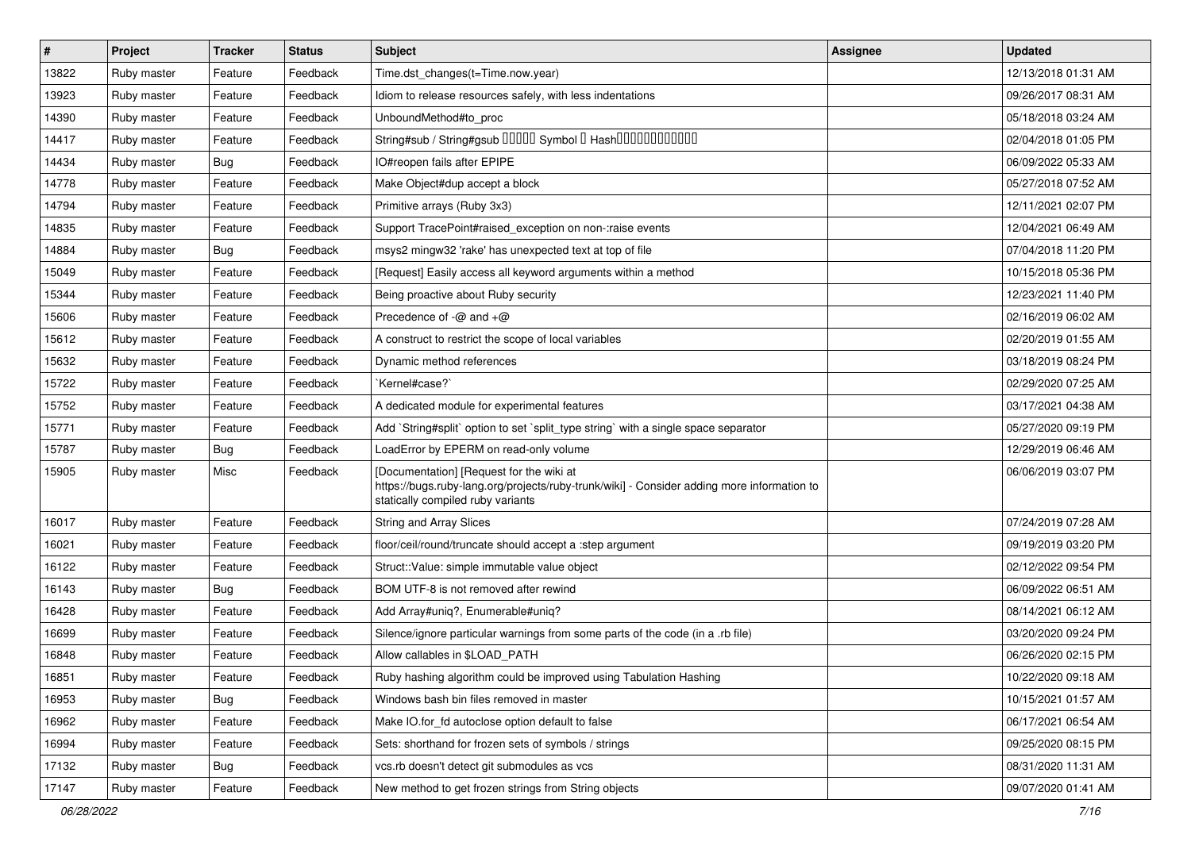| # | Project | Tracker | Status | Subject | Assignee | Updated |
|---|---|---|---|---|---|---|
| 13822 | Ruby master | Feature | Feedback | Time.dst_changes(t=Time.now.year) | | 12/13/2018 01:31 AM |
| 13923 | Ruby master | Feature | Feedback | Idiom to release resources safely, with less indentations | | 09/26/2017 08:31 AM |
| 14390 | Ruby master | Feature | Feedback | UnboundMethod#to_proc | | 05/18/2018 03:24 AM |
| 14417 | Ruby master | Feature | Feedback | String#sub / String#gsub ????? Symbol ? Hash???????????? | | 02/04/2018 01:05 PM |
| 14434 | Ruby master | Bug | Feedback | IO#reopen fails after EPIPE | | 06/09/2022 05:33 AM |
| 14778 | Ruby master | Feature | Feedback | Make Object#dup accept a block | | 05/27/2018 07:52 AM |
| 14794 | Ruby master | Feature | Feedback | Primitive arrays (Ruby 3x3) | | 12/11/2021 02:07 PM |
| 14835 | Ruby master | Feature | Feedback | Support TracePoint#raised_exception on non-:raise events | | 12/04/2021 06:49 AM |
| 14884 | Ruby master | Bug | Feedback | msys2 mingw32 'rake' has unexpected text at top of file | | 07/04/2018 11:20 PM |
| 15049 | Ruby master | Feature | Feedback | [Request] Easily access all keyword arguments within a method | | 10/15/2018 05:36 PM |
| 15344 | Ruby master | Feature | Feedback | Being proactive about Ruby security | | 12/23/2021 11:40 PM |
| 15606 | Ruby master | Feature | Feedback | Precedence of -@ and +@ | | 02/16/2019 06:02 AM |
| 15612 | Ruby master | Feature | Feedback | A construct to restrict the scope of local variables | | 02/20/2019 01:55 AM |
| 15632 | Ruby master | Feature | Feedback | Dynamic method references | | 03/18/2019 08:24 PM |
| 15722 | Ruby master | Feature | Feedback | `Kernel#case?` | | 02/29/2020 07:25 AM |
| 15752 | Ruby master | Feature | Feedback | A dedicated module for experimental features | | 03/17/2021 04:38 AM |
| 15771 | Ruby master | Feature | Feedback | Add `String#split` option to set `split_type string` with a single space separator | | 05/27/2020 09:19 PM |
| 15787 | Ruby master | Bug | Feedback | LoadError by EPERM on read-only volume | | 12/29/2019 06:46 AM |
| 15905 | Ruby master | Misc | Feedback | [Documentation] [Request for the wiki at https://bugs.ruby-lang.org/projects/ruby-trunk/wiki] - Consider adding more information to statically compiled ruby variants | | 06/06/2019 03:07 PM |
| 16017 | Ruby master | Feature | Feedback | String and Array Slices | | 07/24/2019 07:28 AM |
| 16021 | Ruby master | Feature | Feedback | floor/ceil/round/truncate should accept a :step argument | | 09/19/2019 03:20 PM |
| 16122 | Ruby master | Feature | Feedback | Struct::Value: simple immutable value object | | 02/12/2022 09:54 PM |
| 16143 | Ruby master | Bug | Feedback | BOM UTF-8 is not removed after rewind | | 06/09/2022 06:51 AM |
| 16428 | Ruby master | Feature | Feedback | Add Array#uniq?, Enumerable#uniq? | | 08/14/2021 06:12 AM |
| 16699 | Ruby master | Feature | Feedback | Silence/ignore particular warnings from some parts of the code (in a .rb file) | | 03/20/2020 09:24 PM |
| 16848 | Ruby master | Feature | Feedback | Allow callables in $LOAD_PATH | | 06/26/2020 02:15 PM |
| 16851 | Ruby master | Feature | Feedback | Ruby hashing algorithm could be improved using Tabulation Hashing | | 10/22/2020 09:18 AM |
| 16953 | Ruby master | Bug | Feedback | Windows bash bin files removed in master | | 10/15/2021 01:57 AM |
| 16962 | Ruby master | Feature | Feedback | Make IO.for_fd autoclose option default to false | | 06/17/2021 06:54 AM |
| 16994 | Ruby master | Feature | Feedback | Sets: shorthand for frozen sets of symbols / strings | | 09/25/2020 08:15 PM |
| 17132 | Ruby master | Bug | Feedback | vcs.rb doesn't detect git submodules as vcs | | 08/31/2020 11:31 AM |
| 17147 | Ruby master | Feature | Feedback | New method to get frozen strings from String objects | | 09/07/2020 01:41 AM |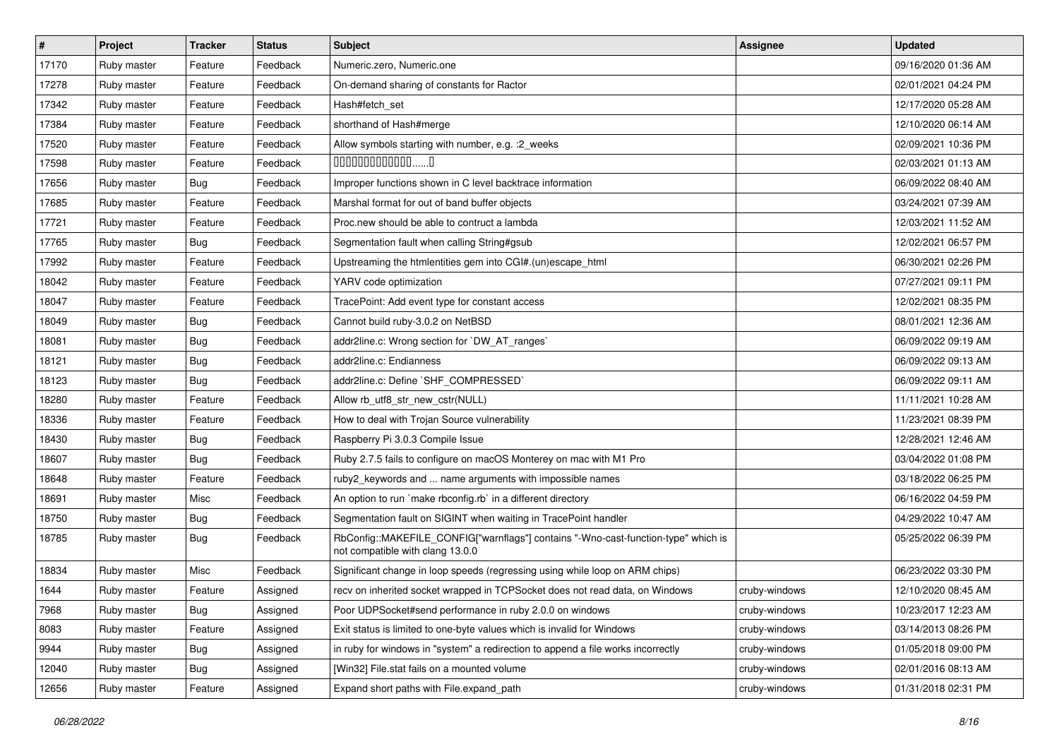| # | Project | Tracker | Status | Subject | Assignee | Updated |
|---|---|---|---|---|---|---|
| 17170 | Ruby master | Feature | Feedback | Numeric.zero, Numeric.one | | 09/16/2020 01:36 AM |
| 17278 | Ruby master | Feature | Feedback | On-demand sharing of constants for Ractor | | 02/01/2021 04:24 PM |
| 17342 | Ruby master | Feature | Feedback | Hash#fetch_set | | 12/17/2020 05:28 AM |
| 17384 | Ruby master | Feature | Feedback | shorthand of Hash#merge | | 12/10/2020 06:14 AM |
| 17520 | Ruby master | Feature | Feedback | Allow symbols starting with number, e.g. :2_weeks | | 02/09/2021 10:36 PM |
| 17598 | Ruby master | Feature | Feedback | 0000000000000......0 | | 02/03/2021 01:13 AM |
| 17656 | Ruby master | Bug | Feedback | Improper functions shown in C level backtrace information | | 06/09/2022 08:40 AM |
| 17685 | Ruby master | Feature | Feedback | Marshal format for out of band buffer objects | | 03/24/2021 07:39 AM |
| 17721 | Ruby master | Feature | Feedback | Proc.new should be able to contruct a lambda | | 12/03/2021 11:52 AM |
| 17765 | Ruby master | Bug | Feedback | Segmentation fault when calling String#gsub | | 12/02/2021 06:57 PM |
| 17992 | Ruby master | Feature | Feedback | Upstreaming the htmlentities gem into CGI#.(un)escape_html | | 06/30/2021 02:26 PM |
| 18042 | Ruby master | Feature | Feedback | YARV code optimization | | 07/27/2021 09:11 PM |
| 18047 | Ruby master | Feature | Feedback | TracePoint: Add event type for constant access | | 12/02/2021 08:35 PM |
| 18049 | Ruby master | Bug | Feedback | Cannot build ruby-3.0.2 on NetBSD | | 08/01/2021 12:36 AM |
| 18081 | Ruby master | Bug | Feedback | addr2line.c: Wrong section for `DW_AT_ranges` | | 06/09/2022 09:19 AM |
| 18121 | Ruby master | Bug | Feedback | addr2line.c: Endianness | | 06/09/2022 09:13 AM |
| 18123 | Ruby master | Bug | Feedback | addr2line.c: Define `SHF_COMPRESSED` | | 06/09/2022 09:11 AM |
| 18280 | Ruby master | Feature | Feedback | Allow rb_utf8_str_new_cstr(NULL) | | 11/11/2021 10:28 AM |
| 18336 | Ruby master | Feature | Feedback | How to deal with Trojan Source vulnerability | | 11/23/2021 08:39 PM |
| 18430 | Ruby master | Bug | Feedback | Raspberry Pi 3.0.3 Compile Issue | | 12/28/2021 12:46 AM |
| 18607 | Ruby master | Bug | Feedback | Ruby 2.7.5 fails to configure on macOS Monterey on mac with M1 Pro | | 03/04/2022 01:08 PM |
| 18648 | Ruby master | Feature | Feedback | ruby2_keywords and ... name arguments with impossible names | | 03/18/2022 06:25 PM |
| 18691 | Ruby master | Misc | Feedback | An option to run `make rbconfig.rb` in a different directory | | 06/16/2022 04:59 PM |
| 18750 | Ruby master | Bug | Feedback | Segmentation fault on SIGINT when waiting in TracePoint handler | | 04/29/2022 10:47 AM |
| 18785 | Ruby master | Bug | Feedback | RbConfig::MAKEFILE_CONFIG["warnflags"] contains "-Wno-cast-function-type" which is not compatible with clang 13.0.0 | | 05/25/2022 06:39 PM |
| 18834 | Ruby master | Misc | Feedback | Significant change in loop speeds (regressing using while loop on ARM chips) | | 06/23/2022 03:30 PM |
| 1644 | Ruby master | Feature | Assigned | recv on inherited socket wrapped in TCPSocket does not read data, on Windows | cruby-windows | 12/10/2020 08:45 AM |
| 7968 | Ruby master | Bug | Assigned | Poor UDPSocket#send performance in ruby 2.0.0 on windows | cruby-windows | 10/23/2017 12:23 AM |
| 8083 | Ruby master | Feature | Assigned | Exit status is limited to one-byte values which is invalid for Windows | cruby-windows | 03/14/2013 08:26 PM |
| 9944 | Ruby master | Bug | Assigned | in ruby for windows in "system" a redirection to append a file works incorrectly | cruby-windows | 01/05/2018 09:00 PM |
| 12040 | Ruby master | Bug | Assigned | [Win32] File.stat fails on a mounted volume | cruby-windows | 02/01/2016 08:13 AM |
| 12656 | Ruby master | Feature | Assigned | Expand short paths with File.expand_path | cruby-windows | 01/31/2018 02:31 PM |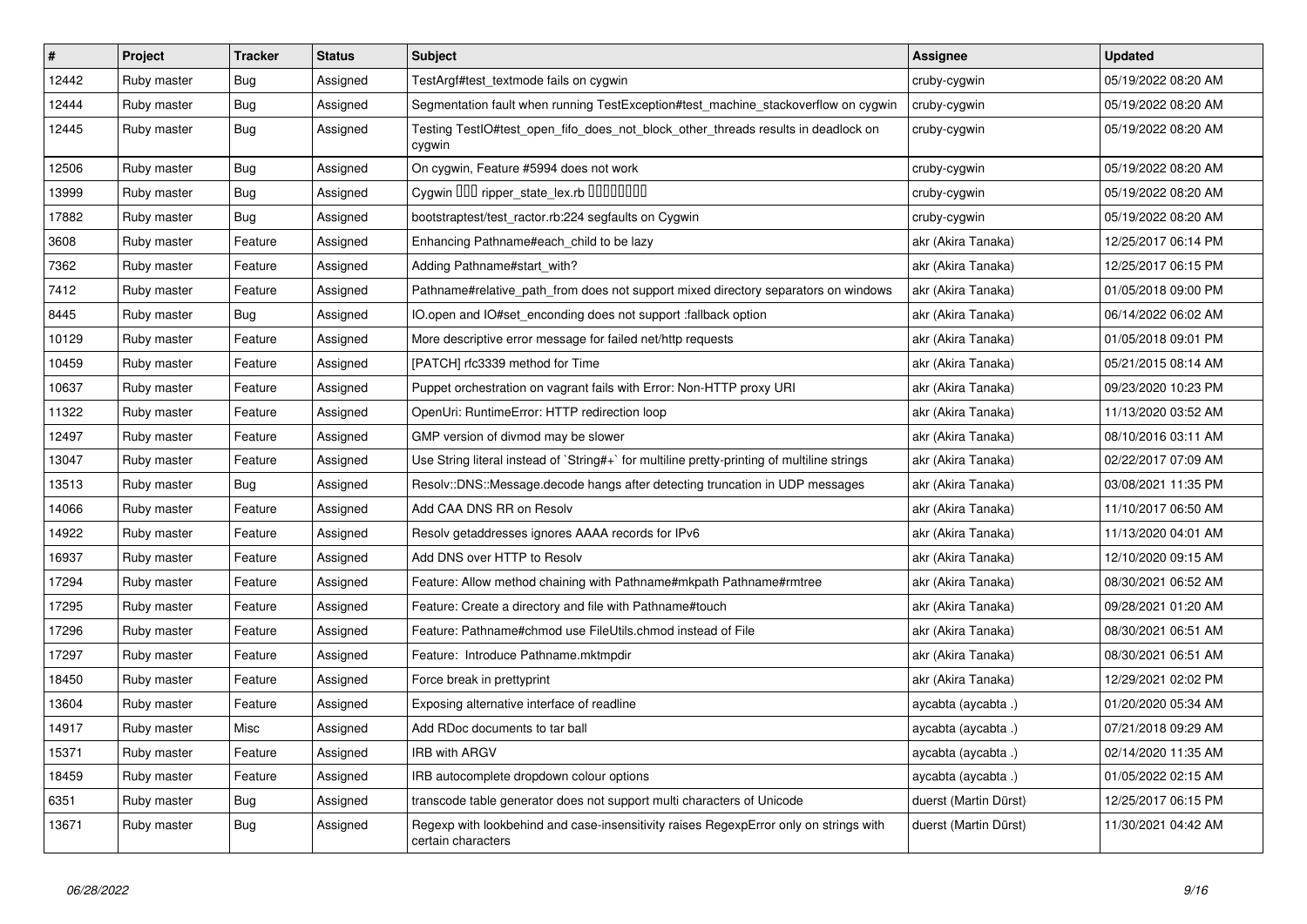| # | Project | Tracker | Status | Subject | Assignee | Updated |
|---|---|---|---|---|---|---|
| 12442 | Ruby master | Bug | Assigned | TestArgf#test_textmode fails on cygwin | cruby-cygwin | 05/19/2022 08:20 AM |
| 12444 | Ruby master | Bug | Assigned | Segmentation fault when running TestException#test_machine_stackoverflow on cygwin | cruby-cygwin | 05/19/2022 08:20 AM |
| 12445 | Ruby master | Bug | Assigned | Testing TestIO#test_open_fifo_does_not_block_other_threads results in deadlock on cygwin | cruby-cygwin | 05/19/2022 08:20 AM |
| 12506 | Ruby master | Bug | Assigned | On cygwin, Feature #5994 does not work | cruby-cygwin | 05/19/2022 08:20 AM |
| 13999 | Ruby master | Bug | Assigned | Cygwin ��� ripper_state_lex.rb �������� | cruby-cygwin | 05/19/2022 08:20 AM |
| 17882 | Ruby master | Bug | Assigned | bootstraptest/test_ractor.rb:224 segfaults on Cygwin | cruby-cygwin | 05/19/2022 08:20 AM |
| 3608 | Ruby master | Feature | Assigned | Enhancing Pathname#each_child to be lazy | akr (Akira Tanaka) | 12/25/2017 06:14 PM |
| 7362 | Ruby master | Feature | Assigned | Adding Pathname#start_with? | akr (Akira Tanaka) | 12/25/2017 06:15 PM |
| 7412 | Ruby master | Feature | Assigned | Pathname#relative_path_from does not support mixed directory separators on windows | akr (Akira Tanaka) | 01/05/2018 09:00 PM |
| 8445 | Ruby master | Bug | Assigned | IO.open and IO#set_enconding does not support :fallback option | akr (Akira Tanaka) | 06/14/2022 06:02 AM |
| 10129 | Ruby master | Feature | Assigned | More descriptive error message for failed net/http requests | akr (Akira Tanaka) | 01/05/2018 09:01 PM |
| 10459 | Ruby master | Feature | Assigned | [PATCH] rfc3339 method for Time | akr (Akira Tanaka) | 05/21/2015 08:14 AM |
| 10637 | Ruby master | Feature | Assigned | Puppet orchestration on vagrant fails with Error: Non-HTTP proxy URI | akr (Akira Tanaka) | 09/23/2020 10:23 PM |
| 11322 | Ruby master | Feature | Assigned | OpenUri: RuntimeError: HTTP redirection loop | akr (Akira Tanaka) | 11/13/2020 03:52 AM |
| 12497 | Ruby master | Feature | Assigned | GMP version of divmod may be slower | akr (Akira Tanaka) | 08/10/2016 03:11 AM |
| 13047 | Ruby master | Feature | Assigned | Use String literal instead of `String#+` for multiline pretty-printing of multiline strings | akr (Akira Tanaka) | 02/22/2017 07:09 AM |
| 13513 | Ruby master | Bug | Assigned | Resolv::DNS::Message.decode hangs after detecting truncation in UDP messages | akr (Akira Tanaka) | 03/08/2021 11:35 PM |
| 14066 | Ruby master | Feature | Assigned | Add CAA DNS RR on Resolv | akr (Akira Tanaka) | 11/10/2017 06:50 AM |
| 14922 | Ruby master | Feature | Assigned | Resolv getaddresses ignores AAAA records for IPv6 | akr (Akira Tanaka) | 11/13/2020 04:01 AM |
| 16937 | Ruby master | Feature | Assigned | Add DNS over HTTP to Resolv | akr (Akira Tanaka) | 12/10/2020 09:15 AM |
| 17294 | Ruby master | Feature | Assigned | Feature: Allow method chaining with Pathname#mkpath Pathname#rmtree | akr (Akira Tanaka) | 08/30/2021 06:52 AM |
| 17295 | Ruby master | Feature | Assigned | Feature: Create a directory and file with Pathname#touch | akr (Akira Tanaka) | 09/28/2021 01:20 AM |
| 17296 | Ruby master | Feature | Assigned | Feature: Pathname#chmod use FileUtils.chmod instead of File | akr (Akira Tanaka) | 08/30/2021 06:51 AM |
| 17297 | Ruby master | Feature | Assigned | Feature: Introduce Pathname.mktmpdir | akr (Akira Tanaka) | 08/30/2021 06:51 AM |
| 18450 | Ruby master | Feature | Assigned | Force break in prettyprint | akr (Akira Tanaka) | 12/29/2021 02:02 PM |
| 13604 | Ruby master | Feature | Assigned | Exposing alternative interface of readline | aycabta (aycabta .) | 01/20/2020 05:34 AM |
| 14917 | Ruby master | Misc | Assigned | Add RDoc documents to tar ball | aycabta (aycabta .) | 07/21/2018 09:29 AM |
| 15371 | Ruby master | Feature | Assigned | IRB with ARGV | aycabta (aycabta .) | 02/14/2020 11:35 AM |
| 18459 | Ruby master | Feature | Assigned | IRB autocomplete dropdown colour options | aycabta (aycabta .) | 01/05/2022 02:15 AM |
| 6351 | Ruby master | Bug | Assigned | transcode table generator does not support multi characters of Unicode | duerst (Martin Dürst) | 12/25/2017 06:15 PM |
| 13671 | Ruby master | Bug | Assigned | Regexp with lookbehind and case-insensitivity raises RegexpError only on strings with certain characters | duerst (Martin Dürst) | 11/30/2021 04:42 AM |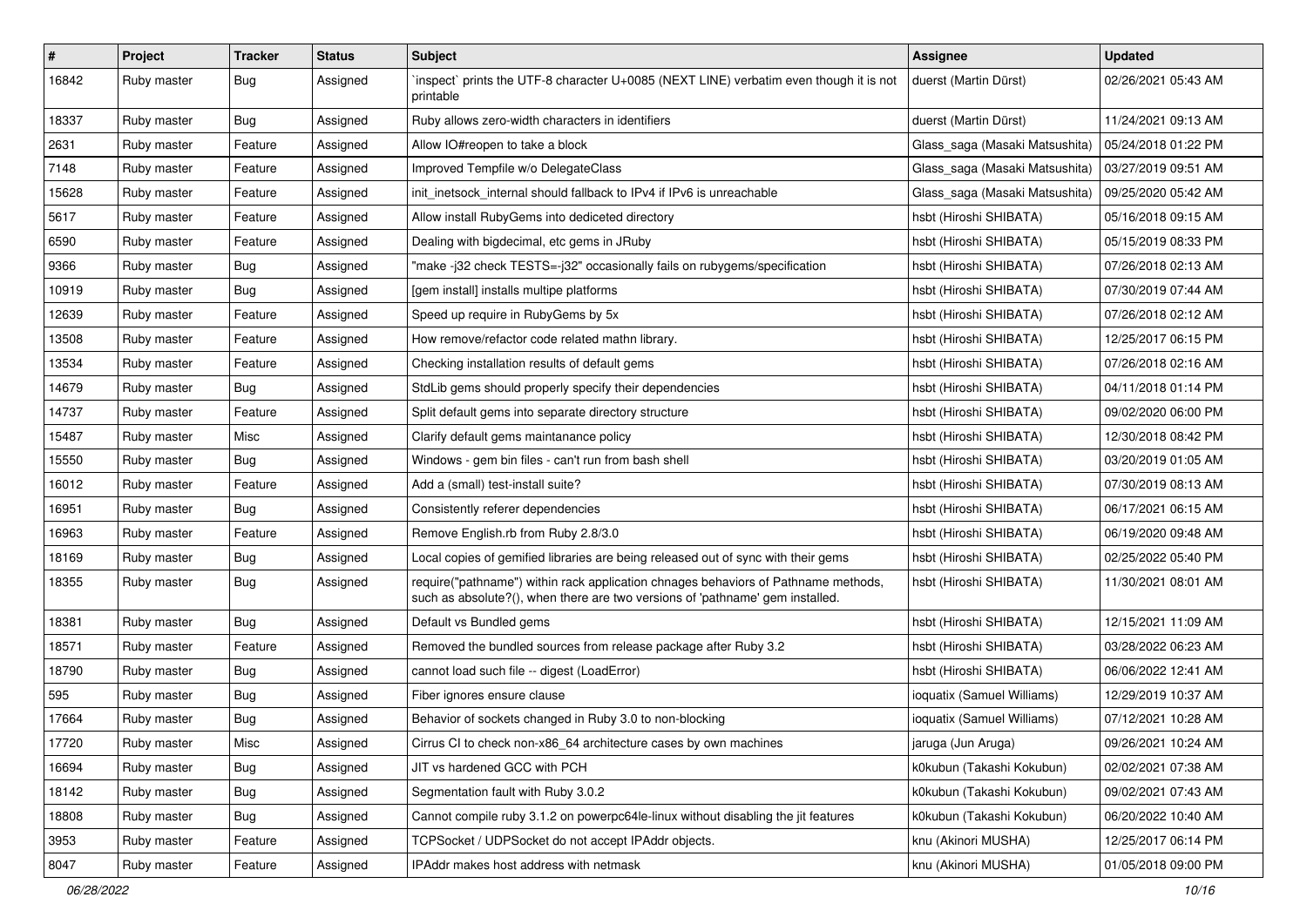| # | Project | Tracker | Status | Subject | Assignee | Updated |
|---|---|---|---|---|---|---|
| 16842 | Ruby master | Bug | Assigned | `inspect` prints the UTF-8 character U+0085 (NEXT LINE) verbatim even though it is not printable | duerst (Martin Dürst) | 02/26/2021 05:43 AM |
| 18337 | Ruby master | Bug | Assigned | Ruby allows zero-width characters in identifiers | duerst (Martin Dürst) | 11/24/2021 09:13 AM |
| 2631 | Ruby master | Feature | Assigned | Allow IO#reopen to take a block | Glass_saga (Masaki Matsushita) | 05/24/2018 01:22 PM |
| 7148 | Ruby master | Feature | Assigned | Improved Tempfile w/o DelegateClass | Glass_saga (Masaki Matsushita) | 03/27/2019 09:51 AM |
| 15628 | Ruby master | Feature | Assigned | init_inetsock_internal should fallback to IPv4 if IPv6 is unreachable | Glass_saga (Masaki Matsushita) | 09/25/2020 05:42 AM |
| 5617 | Ruby master | Feature | Assigned | Allow install RubyGems into dediceted directory | hsbt (Hiroshi SHIBATA) | 05/16/2018 09:15 AM |
| 6590 | Ruby master | Feature | Assigned | Dealing with bigdecimal, etc gems in JRuby | hsbt (Hiroshi SHIBATA) | 05/15/2019 08:33 PM |
| 9366 | Ruby master | Bug | Assigned | "make -j32 check TESTS=-j32" occasionally fails on rubygems/specification | hsbt (Hiroshi SHIBATA) | 07/26/2018 02:13 AM |
| 10919 | Ruby master | Bug | Assigned | [gem install] installs multipe platforms | hsbt (Hiroshi SHIBATA) | 07/30/2019 07:44 AM |
| 12639 | Ruby master | Feature | Assigned | Speed up require in RubyGems by 5x | hsbt (Hiroshi SHIBATA) | 07/26/2018 02:12 AM |
| 13508 | Ruby master | Feature | Assigned | How remove/refactor code related mathn library. | hsbt (Hiroshi SHIBATA) | 12/25/2017 06:15 PM |
| 13534 | Ruby master | Feature | Assigned | Checking installation results of default gems | hsbt (Hiroshi SHIBATA) | 07/26/2018 02:16 AM |
| 14679 | Ruby master | Bug | Assigned | StdLib gems should properly specify their dependencies | hsbt (Hiroshi SHIBATA) | 04/11/2018 01:14 PM |
| 14737 | Ruby master | Feature | Assigned | Split default gems into separate directory structure | hsbt (Hiroshi SHIBATA) | 09/02/2020 06:00 PM |
| 15487 | Ruby master | Misc | Assigned | Clarify default gems maintanance policy | hsbt (Hiroshi SHIBATA) | 12/30/2018 08:42 PM |
| 15550 | Ruby master | Bug | Assigned | Windows - gem bin files - can't run from bash shell | hsbt (Hiroshi SHIBATA) | 03/20/2019 01:05 AM |
| 16012 | Ruby master | Feature | Assigned | Add a (small) test-install suite? | hsbt (Hiroshi SHIBATA) | 07/30/2019 08:13 AM |
| 16951 | Ruby master | Bug | Assigned | Consistently referer dependencies | hsbt (Hiroshi SHIBATA) | 06/17/2021 06:15 AM |
| 16963 | Ruby master | Feature | Assigned | Remove English.rb from Ruby 2.8/3.0 | hsbt (Hiroshi SHIBATA) | 06/19/2020 09:48 AM |
| 18169 | Ruby master | Bug | Assigned | Local copies of gemified libraries are being released out of sync with their gems | hsbt (Hiroshi SHIBATA) | 02/25/2022 05:40 PM |
| 18355 | Ruby master | Bug | Assigned | require("pathname") within rack application chnages behaviors of Pathname methods, such as absolute?(), when there are two versions of 'pathname' gem installed. | hsbt (Hiroshi SHIBATA) | 11/30/2021 08:01 AM |
| 18381 | Ruby master | Bug | Assigned | Default vs Bundled gems | hsbt (Hiroshi SHIBATA) | 12/15/2021 11:09 AM |
| 18571 | Ruby master | Feature | Assigned | Removed the bundled sources from release package after Ruby 3.2 | hsbt (Hiroshi SHIBATA) | 03/28/2022 06:23 AM |
| 18790 | Ruby master | Bug | Assigned | cannot load such file -- digest (LoadError) | hsbt (Hiroshi SHIBATA) | 06/06/2022 12:41 AM |
| 595 | Ruby master | Bug | Assigned | Fiber ignores ensure clause | ioquatix (Samuel Williams) | 12/29/2019 10:37 AM |
| 17664 | Ruby master | Bug | Assigned | Behavior of sockets changed in Ruby 3.0 to non-blocking | ioquatix (Samuel Williams) | 07/12/2021 10:28 AM |
| 17720 | Ruby master | Misc | Assigned | Cirrus CI to check non-x86_64 architecture cases by own machines | jaruga (Jun Aruga) | 09/26/2021 10:24 AM |
| 16694 | Ruby master | Bug | Assigned | JIT vs hardened GCC with PCH | k0kubun (Takashi Kokubun) | 02/02/2021 07:38 AM |
| 18142 | Ruby master | Bug | Assigned | Segmentation fault with Ruby 3.0.2 | k0kubun (Takashi Kokubun) | 09/02/2021 07:43 AM |
| 18808 | Ruby master | Bug | Assigned | Cannot compile ruby 3.1.2 on powerpc64le-linux without disabling the jit features | k0kubun (Takashi Kokubun) | 06/20/2022 10:40 AM |
| 3953 | Ruby master | Feature | Assigned | TCPSocket / UDPSocket do not accept IPAddr objects. | knu (Akinori MUSHA) | 12/25/2017 06:14 PM |
| 8047 | Ruby master | Feature | Assigned | IPAddr makes host address with netmask | knu (Akinori MUSHA) | 01/05/2018 09:00 PM |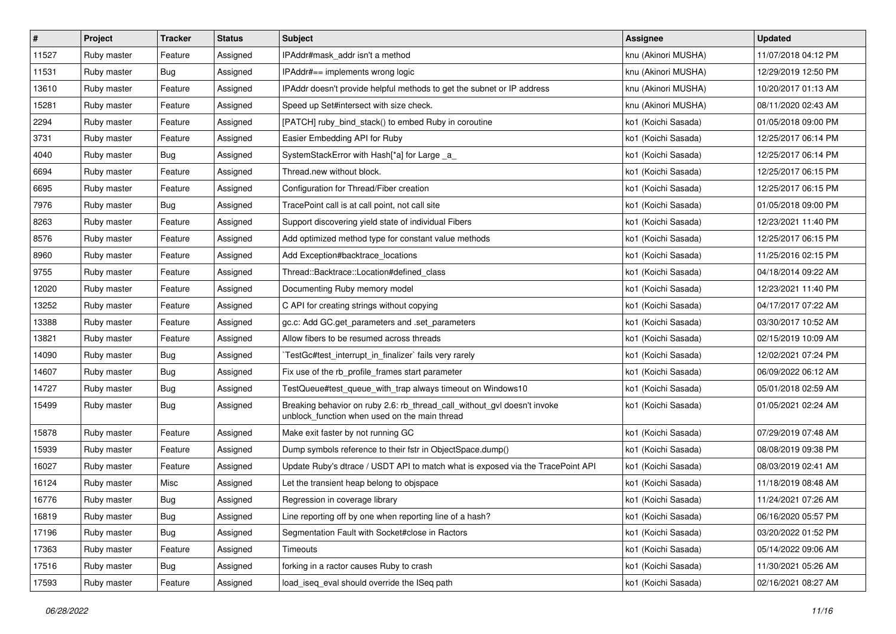| # | Project | Tracker | Status | Subject | Assignee | Updated |
| --- | --- | --- | --- | --- | --- | --- |
| 11527 | Ruby master | Feature | Assigned | IPAddr#mask_addr isn't a method | knu (Akinori MUSHA) | 11/07/2018 04:12 PM |
| 11531 | Ruby master | Bug | Assigned | IPAddr#== implements wrong logic | knu (Akinori MUSHA) | 12/29/2019 12:50 PM |
| 13610 | Ruby master | Feature | Assigned | IPAddr doesn't provide helpful methods to get the subnet or IP address | knu (Akinori MUSHA) | 10/20/2017 01:13 AM |
| 15281 | Ruby master | Feature | Assigned | Speed up Set#intersect with size check. | knu (Akinori MUSHA) | 08/11/2020 02:43 AM |
| 2294 | Ruby master | Feature | Assigned | [PATCH] ruby_bind_stack() to embed Ruby in coroutine | ko1 (Koichi Sasada) | 01/05/2018 09:00 PM |
| 3731 | Ruby master | Feature | Assigned | Easier Embedding API for Ruby | ko1 (Koichi Sasada) | 12/25/2017 06:14 PM |
| 4040 | Ruby master | Bug | Assigned | SystemStackError with Hash[*a] for Large _a_ | ko1 (Koichi Sasada) | 12/25/2017 06:14 PM |
| 6694 | Ruby master | Feature | Assigned | Thread.new without block. | ko1 (Koichi Sasada) | 12/25/2017 06:15 PM |
| 6695 | Ruby master | Feature | Assigned | Configuration for Thread/Fiber creation | ko1 (Koichi Sasada) | 12/25/2017 06:15 PM |
| 7976 | Ruby master | Bug | Assigned | TracePoint call is at call point, not call site | ko1 (Koichi Sasada) | 01/05/2018 09:00 PM |
| 8263 | Ruby master | Feature | Assigned | Support discovering yield state of individual Fibers | ko1 (Koichi Sasada) | 12/23/2021 11:40 PM |
| 8576 | Ruby master | Feature | Assigned | Add optimized method type for constant value methods | ko1 (Koichi Sasada) | 12/25/2017 06:15 PM |
| 8960 | Ruby master | Feature | Assigned | Add Exception#backtrace_locations | ko1 (Koichi Sasada) | 11/25/2016 02:15 PM |
| 9755 | Ruby master | Feature | Assigned | Thread::Backtrace::Location#defined_class | ko1 (Koichi Sasada) | 04/18/2014 09:22 AM |
| 12020 | Ruby master | Feature | Assigned | Documenting Ruby memory model | ko1 (Koichi Sasada) | 12/23/2021 11:40 PM |
| 13252 | Ruby master | Feature | Assigned | C API for creating strings without copying | ko1 (Koichi Sasada) | 04/17/2017 07:22 AM |
| 13388 | Ruby master | Feature | Assigned | gc.c: Add GC.get_parameters and .set_parameters | ko1 (Koichi Sasada) | 03/30/2017 10:52 AM |
| 13821 | Ruby master | Feature | Assigned | Allow fibers to be resumed across threads | ko1 (Koichi Sasada) | 02/15/2019 10:09 AM |
| 14090 | Ruby master | Bug | Assigned | `TestGc#test_interrupt_in_finalizer` fails very rarely | ko1 (Koichi Sasada) | 12/02/2021 07:24 PM |
| 14607 | Ruby master | Bug | Assigned | Fix use of the rb_profile_frames start parameter | ko1 (Koichi Sasada) | 06/09/2022 06:12 AM |
| 14727 | Ruby master | Bug | Assigned | TestQueue#test_queue_with_trap always timeout on Windows10 | ko1 (Koichi Sasada) | 05/01/2018 02:59 AM |
| 15499 | Ruby master | Bug | Assigned | Breaking behavior on ruby 2.6: rb_thread_call_without_gvl doesn't invoke unblock_function when used on the main thread | ko1 (Koichi Sasada) | 01/05/2021 02:24 AM |
| 15878 | Ruby master | Feature | Assigned | Make exit faster by not running GC | ko1 (Koichi Sasada) | 07/29/2019 07:48 AM |
| 15939 | Ruby master | Feature | Assigned | Dump symbols reference to their fstr in ObjectSpace.dump() | ko1 (Koichi Sasada) | 08/08/2019 09:38 PM |
| 16027 | Ruby master | Feature | Assigned | Update Ruby's dtrace / USDT API to match what is exposed via the TracePoint API | ko1 (Koichi Sasada) | 08/03/2019 02:41 AM |
| 16124 | Ruby master | Misc | Assigned | Let the transient heap belong to objspace | ko1 (Koichi Sasada) | 11/18/2019 08:48 AM |
| 16776 | Ruby master | Bug | Assigned | Regression in coverage library | ko1 (Koichi Sasada) | 11/24/2021 07:26 AM |
| 16819 | Ruby master | Bug | Assigned | Line reporting off by one when reporting line of a hash? | ko1 (Koichi Sasada) | 06/16/2020 05:57 PM |
| 17196 | Ruby master | Bug | Assigned | Segmentation Fault with Socket#close in Ractors | ko1 (Koichi Sasada) | 03/20/2022 01:52 PM |
| 17363 | Ruby master | Feature | Assigned | Timeouts | ko1 (Koichi Sasada) | 05/14/2022 09:06 AM |
| 17516 | Ruby master | Bug | Assigned | forking in a ractor causes Ruby to crash | ko1 (Koichi Sasada) | 11/30/2021 05:26 AM |
| 17593 | Ruby master | Feature | Assigned | load_iseq_eval should override the ISeq path | ko1 (Koichi Sasada) | 02/16/2021 08:27 AM |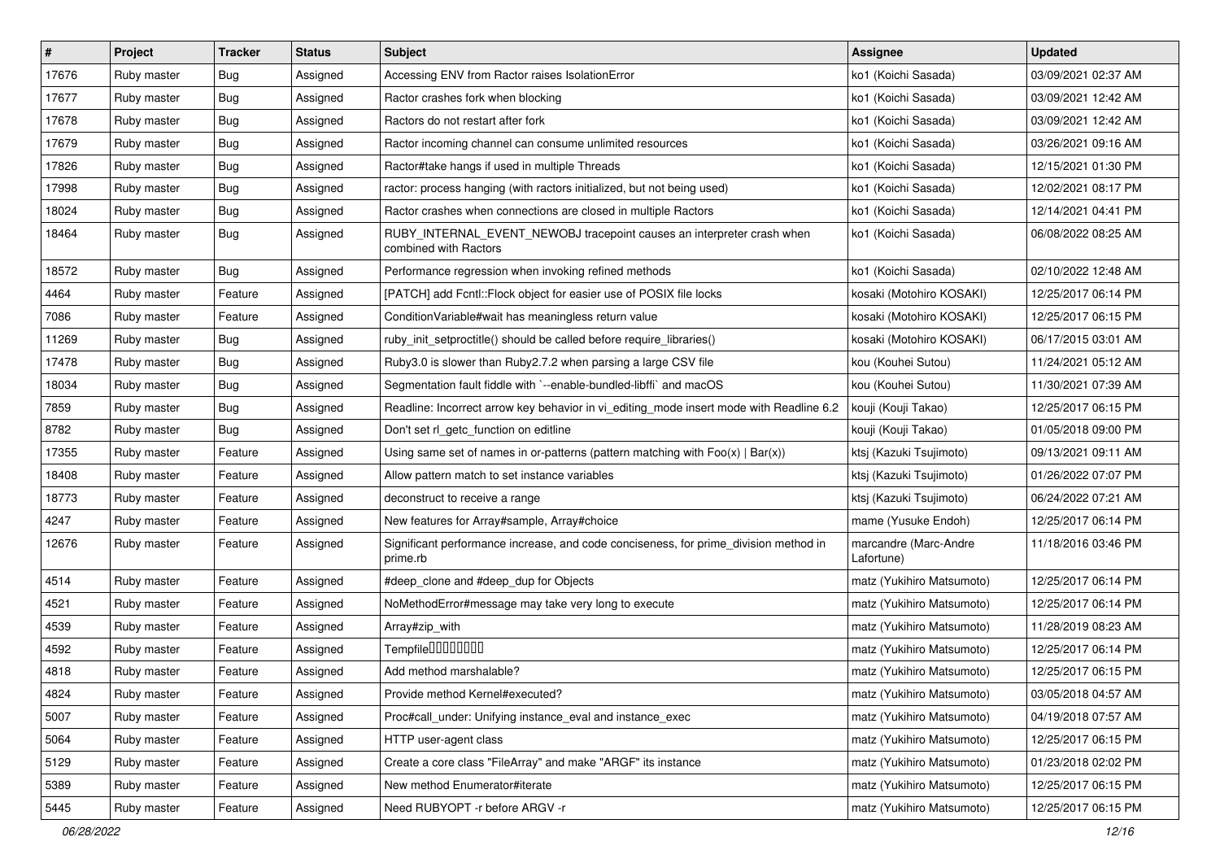| # | Project | Tracker | Status | Subject | Assignee | Updated |
|---|---|---|---|---|---|---|
| 17676 | Ruby master | Bug | Assigned | Accessing ENV from Ractor raises IsolationError | ko1 (Koichi Sasada) | 03/09/2021 02:37 AM |
| 17677 | Ruby master | Bug | Assigned | Ractor crashes fork when blocking | ko1 (Koichi Sasada) | 03/09/2021 12:42 AM |
| 17678 | Ruby master | Bug | Assigned | Ractors do not restart after fork | ko1 (Koichi Sasada) | 03/09/2021 12:42 AM |
| 17679 | Ruby master | Bug | Assigned | Ractor incoming channel can consume unlimited resources | ko1 (Koichi Sasada) | 03/26/2021 09:16 AM |
| 17826 | Ruby master | Bug | Assigned | Ractor#take hangs if used in multiple Threads | ko1 (Koichi Sasada) | 12/15/2021 01:30 PM |
| 17998 | Ruby master | Bug | Assigned | ractor: process hanging (with ractors initialized, but not being used) | ko1 (Koichi Sasada) | 12/02/2021 08:17 PM |
| 18024 | Ruby master | Bug | Assigned | Ractor crashes when connections are closed in multiple Ractors | ko1 (Koichi Sasada) | 12/14/2021 04:41 PM |
| 18464 | Ruby master | Bug | Assigned | RUBY_INTERNAL_EVENT_NEWOBJ tracepoint causes an interpreter crash when combined with Ractors | ko1 (Koichi Sasada) | 06/08/2022 08:25 AM |
| 18572 | Ruby master | Bug | Assigned | Performance regression when invoking refined methods | ko1 (Koichi Sasada) | 02/10/2022 12:48 AM |
| 4464 | Ruby master | Feature | Assigned | [PATCH] add Fcntl::Flock object for easier use of POSIX file locks | kosaki (Motohiro KOSAKI) | 12/25/2017 06:14 PM |
| 7086 | Ruby master | Feature | Assigned | ConditionVariable#wait has meaningless return value | kosaki (Motohiro KOSAKI) | 12/25/2017 06:15 PM |
| 11269 | Ruby master | Bug | Assigned | ruby_init_setproctitle() should be called before require_libraries() | kosaki (Motohiro KOSAKI) | 06/17/2015 03:01 AM |
| 17478 | Ruby master | Bug | Assigned | Ruby3.0 is slower than Ruby2.7.2 when parsing a large CSV file | kou (Kouhei Sutou) | 11/24/2021 05:12 AM |
| 18034 | Ruby master | Bug | Assigned | Segmentation fault fiddle with `--enable-bundled-libffi` and macOS | kou (Kouhei Sutou) | 11/30/2021 07:39 AM |
| 7859 | Ruby master | Bug | Assigned | Readline: Incorrect arrow key behavior in vi_editing_mode insert mode with Readline 6.2 | kouji (Kouji Takao) | 12/25/2017 06:15 PM |
| 8782 | Ruby master | Bug | Assigned | Don't set rl_getc_function on editline | kouji (Kouji Takao) | 01/05/2018 09:00 PM |
| 17355 | Ruby master | Feature | Assigned | Using same set of names in or-patterns (pattern matching with Foo(x) \| Bar(x)) | ktsj (Kazuki Tsujimoto) | 09/13/2021 09:11 AM |
| 18408 | Ruby master | Feature | Assigned | Allow pattern match to set instance variables | ktsj (Kazuki Tsujimoto) | 01/26/2022 07:07 PM |
| 18773 | Ruby master | Feature | Assigned | deconstruct to receive a range | ktsj (Kazuki Tsujimoto) | 06/24/2022 07:21 AM |
| 4247 | Ruby master | Feature | Assigned | New features for Array#sample, Array#choice | mame (Yusuke Endoh) | 12/25/2017 06:14 PM |
| 12676 | Ruby master | Feature | Assigned | Significant performance increase, and code conciseness, for prime_division method in prime.rb | marcandre (Marc-Andre Lafortune) | 11/18/2016 03:46 PM |
| 4514 | Ruby master | Feature | Assigned | #deep_clone and #deep_dup for Objects | matz (Yukihiro Matsumoto) | 12/25/2017 06:14 PM |
| 4521 | Ruby master | Feature | Assigned | NoMethodError#message may take very long to execute | matz (Yukihiro Matsumoto) | 12/25/2017 06:14 PM |
| 4539 | Ruby master | Feature | Assigned | Array#zip_with | matz (Yukihiro Matsumoto) | 11/28/2019 08:23 AM |
| 4592 | Ruby master | Feature | Assigned | Tempfile�������� | matz (Yukihiro Matsumoto) | 12/25/2017 06:14 PM |
| 4818 | Ruby master | Feature | Assigned | Add method marshalable? | matz (Yukihiro Matsumoto) | 12/25/2017 06:15 PM |
| 4824 | Ruby master | Feature | Assigned | Provide method Kernel#executed? | matz (Yukihiro Matsumoto) | 03/05/2018 04:57 AM |
| 5007 | Ruby master | Feature | Assigned | Proc#call_under: Unifying instance_eval and instance_exec | matz (Yukihiro Matsumoto) | 04/19/2018 07:57 AM |
| 5064 | Ruby master | Feature | Assigned | HTTP user-agent class | matz (Yukihiro Matsumoto) | 12/25/2017 06:15 PM |
| 5129 | Ruby master | Feature | Assigned | Create a core class "FileArray" and make "ARGF" its instance | matz (Yukihiro Matsumoto) | 01/23/2018 02:02 PM |
| 5389 | Ruby master | Feature | Assigned | New method Enumerator#iterate | matz (Yukihiro Matsumoto) | 12/25/2017 06:15 PM |
| 5445 | Ruby master | Feature | Assigned | Need RUBYOPT -r before ARGV -r | matz (Yukihiro Matsumoto) | 12/25/2017 06:15 PM |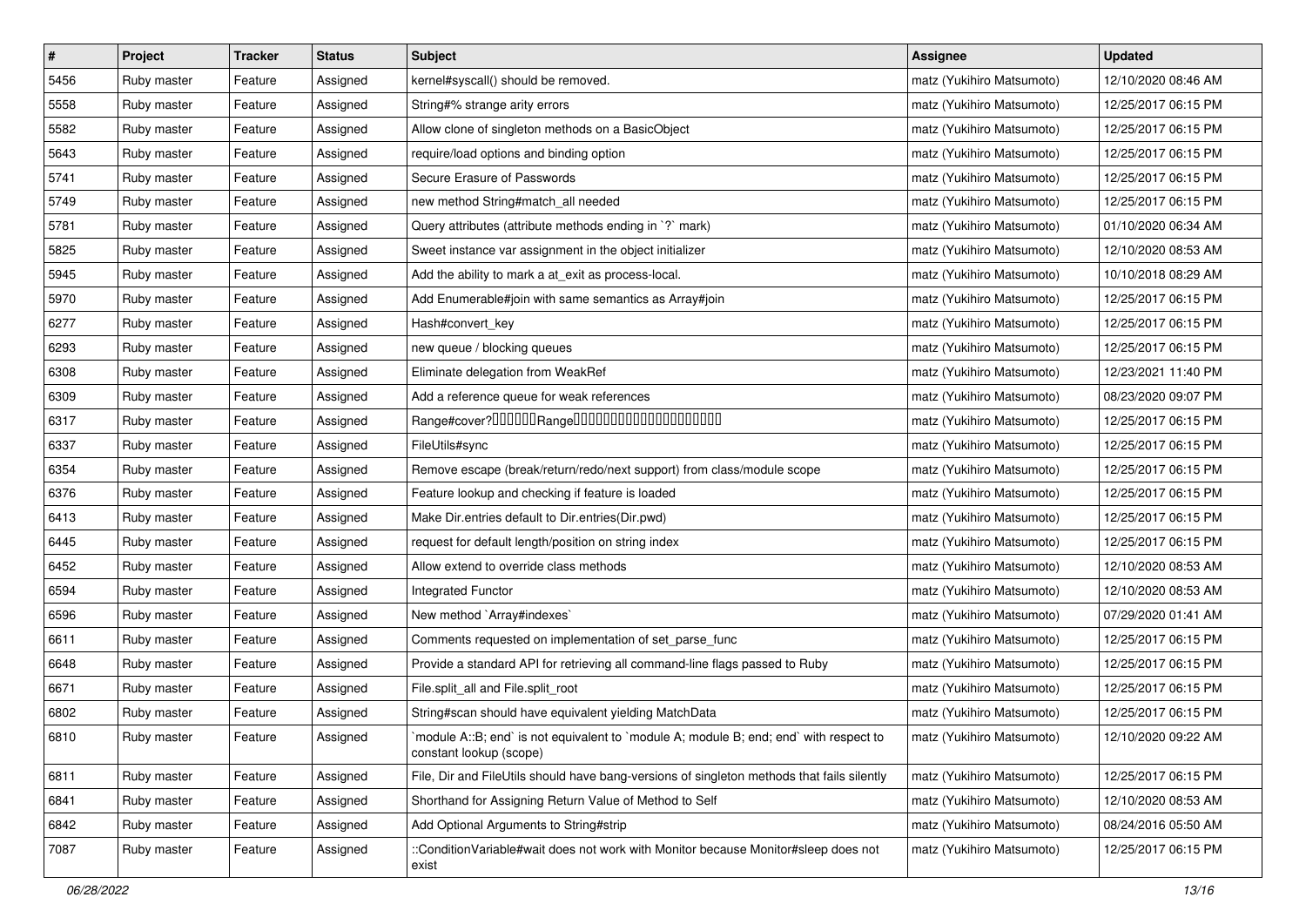| # | Project | Tracker | Status | Subject | Assignee | Updated |
|---|---|---|---|---|---|---|
| 5456 | Ruby master | Feature | Assigned | kernel#syscall() should be removed. | matz (Yukihiro Matsumoto) | 12/10/2020 08:46 AM |
| 5558 | Ruby master | Feature | Assigned | String#% strange arity errors | matz (Yukihiro Matsumoto) | 12/25/2017 06:15 PM |
| 5582 | Ruby master | Feature | Assigned | Allow clone of singleton methods on a BasicObject | matz (Yukihiro Matsumoto) | 12/25/2017 06:15 PM |
| 5643 | Ruby master | Feature | Assigned | require/load options and binding option | matz (Yukihiro Matsumoto) | 12/25/2017 06:15 PM |
| 5741 | Ruby master | Feature | Assigned | Secure Erasure of Passwords | matz (Yukihiro Matsumoto) | 12/25/2017 06:15 PM |
| 5749 | Ruby master | Feature | Assigned | new method String#match_all needed | matz (Yukihiro Matsumoto) | 12/25/2017 06:15 PM |
| 5781 | Ruby master | Feature | Assigned | Query attributes (attribute methods ending in `?` mark) | matz (Yukihiro Matsumoto) | 01/10/2020 06:34 AM |
| 5825 | Ruby master | Feature | Assigned | Sweet instance var assignment in the object initializer | matz (Yukihiro Matsumoto) | 12/10/2020 08:53 AM |
| 5945 | Ruby master | Feature | Assigned | Add the ability to mark a at_exit as process-local. | matz (Yukihiro Matsumoto) | 10/10/2018 08:29 AM |
| 5970 | Ruby master | Feature | Assigned | Add Enumerable#join with same semantics as Array#join | matz (Yukihiro Matsumoto) | 12/25/2017 06:15 PM |
| 6277 | Ruby master | Feature | Assigned | Hash#convert_key | matz (Yukihiro Matsumoto) | 12/25/2017 06:15 PM |
| 6293 | Ruby master | Feature | Assigned | new queue / blocking queues | matz (Yukihiro Matsumoto) | 12/25/2017 06:15 PM |
| 6308 | Ruby master | Feature | Assigned | Eliminate delegation from WeakRef | matz (Yukihiro Matsumoto) | 12/23/2021 11:40 PM |
| 6309 | Ruby master | Feature | Assigned | Add a reference queue for weak references | matz (Yukihiro Matsumoto) | 08/23/2020 09:07 PM |
| 6317 | Ruby master | Feature | Assigned | Range#cover?□□□□□□Range□□□□□□□□□□□□□□□□□□□□ | matz (Yukihiro Matsumoto) | 12/25/2017 06:15 PM |
| 6337 | Ruby master | Feature | Assigned | FileUtils#sync | matz (Yukihiro Matsumoto) | 12/25/2017 06:15 PM |
| 6354 | Ruby master | Feature | Assigned | Remove escape (break/return/redo/next support) from class/module scope | matz (Yukihiro Matsumoto) | 12/25/2017 06:15 PM |
| 6376 | Ruby master | Feature | Assigned | Feature lookup and checking if feature is loaded | matz (Yukihiro Matsumoto) | 12/25/2017 06:15 PM |
| 6413 | Ruby master | Feature | Assigned | Make Dir.entries default to Dir.entries(Dir.pwd) | matz (Yukihiro Matsumoto) | 12/25/2017 06:15 PM |
| 6445 | Ruby master | Feature | Assigned | request for default length/position on string index | matz (Yukihiro Matsumoto) | 12/25/2017 06:15 PM |
| 6452 | Ruby master | Feature | Assigned | Allow extend to override class methods | matz (Yukihiro Matsumoto) | 12/10/2020 08:53 AM |
| 6594 | Ruby master | Feature | Assigned | Integrated Functor | matz (Yukihiro Matsumoto) | 12/10/2020 08:53 AM |
| 6596 | Ruby master | Feature | Assigned | New method `Array#indexes` | matz (Yukihiro Matsumoto) | 07/29/2020 01:41 AM |
| 6611 | Ruby master | Feature | Assigned | Comments requested on implementation of set_parse_func | matz (Yukihiro Matsumoto) | 12/25/2017 06:15 PM |
| 6648 | Ruby master | Feature | Assigned | Provide a standard API for retrieving all command-line flags passed to Ruby | matz (Yukihiro Matsumoto) | 12/25/2017 06:15 PM |
| 6671 | Ruby master | Feature | Assigned | File.split_all and File.split_root | matz (Yukihiro Matsumoto) | 12/25/2017 06:15 PM |
| 6802 | Ruby master | Feature | Assigned | String#scan should have equivalent yielding MatchData | matz (Yukihiro Matsumoto) | 12/25/2017 06:15 PM |
| 6810 | Ruby master | Feature | Assigned | `module A::B; end` is not equivalent to `module A; module B; end; end` with respect to constant lookup (scope) | matz (Yukihiro Matsumoto) | 12/10/2020 09:22 AM |
| 6811 | Ruby master | Feature | Assigned | File, Dir and FileUtils should have bang-versions of singleton methods that fails silently | matz (Yukihiro Matsumoto) | 12/25/2017 06:15 PM |
| 6841 | Ruby master | Feature | Assigned | Shorthand for Assigning Return Value of Method to Self | matz (Yukihiro Matsumoto) | 12/10/2020 08:53 AM |
| 6842 | Ruby master | Feature | Assigned | Add Optional Arguments to String#strip | matz (Yukihiro Matsumoto) | 08/24/2016 05:50 AM |
| 7087 | Ruby master | Feature | Assigned | ::ConditionVariable#wait does not work with Monitor because Monitor#sleep does not exist | matz (Yukihiro Matsumoto) | 12/25/2017 06:15 PM |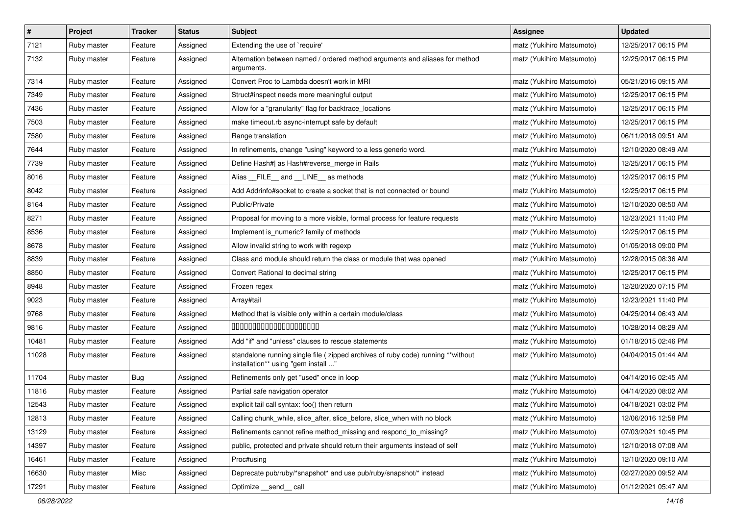| # | Project | Tracker | Status | Subject | Assignee | Updated |
|---|---|---|---|---|---|---|
| 7121 | Ruby master | Feature | Assigned | Extending the use of `require' | matz (Yukihiro Matsumoto) | 12/25/2017 06:15 PM |
| 7132 | Ruby master | Feature | Assigned | Alternation between named / ordered method arguments and aliases for method arguments. | matz (Yukihiro Matsumoto) | 12/25/2017 06:15 PM |
| 7314 | Ruby master | Feature | Assigned | Convert Proc to Lambda doesn't work in MRI | matz (Yukihiro Matsumoto) | 05/21/2016 09:15 AM |
| 7349 | Ruby master | Feature | Assigned | Struct#inspect needs more meaningful output | matz (Yukihiro Matsumoto) | 12/25/2017 06:15 PM |
| 7436 | Ruby master | Feature | Assigned | Allow for a "granularity" flag for backtrace_locations | matz (Yukihiro Matsumoto) | 12/25/2017 06:15 PM |
| 7503 | Ruby master | Feature | Assigned | make timeout.rb async-interrupt safe by default | matz (Yukihiro Matsumoto) | 12/25/2017 06:15 PM |
| 7580 | Ruby master | Feature | Assigned | Range translation | matz (Yukihiro Matsumoto) | 06/11/2018 09:51 AM |
| 7644 | Ruby master | Feature | Assigned | In refinements, change "using" keyword to a less generic word. | matz (Yukihiro Matsumoto) | 12/10/2020 08:49 AM |
| 7739 | Ruby master | Feature | Assigned | Define Hash#\| as Hash#reverse_merge in Rails | matz (Yukihiro Matsumoto) | 12/25/2017 06:15 PM |
| 8016 | Ruby master | Feature | Assigned | Alias __FILE__ and __LINE__ as methods | matz (Yukihiro Matsumoto) | 12/25/2017 06:15 PM |
| 8042 | Ruby master | Feature | Assigned | Add Addrinfo#socket to create a socket that is not connected or bound | matz (Yukihiro Matsumoto) | 12/25/2017 06:15 PM |
| 8164 | Ruby master | Feature | Assigned | Public/Private | matz (Yukihiro Matsumoto) | 12/10/2020 08:50 AM |
| 8271 | Ruby master | Feature | Assigned | Proposal for moving to a more visible, formal process for feature requests | matz (Yukihiro Matsumoto) | 12/23/2021 11:40 PM |
| 8536 | Ruby master | Feature | Assigned | Implement is_numeric? family of methods | matz (Yukihiro Matsumoto) | 12/25/2017 06:15 PM |
| 8678 | Ruby master | Feature | Assigned | Allow invalid string to work with regexp | matz (Yukihiro Matsumoto) | 01/05/2018 09:00 PM |
| 8839 | Ruby master | Feature | Assigned | Class and module should return the class or module that was opened | matz (Yukihiro Matsumoto) | 12/28/2015 08:36 AM |
| 8850 | Ruby master | Feature | Assigned | Convert Rational to decimal string | matz (Yukihiro Matsumoto) | 12/25/2017 06:15 PM |
| 8948 | Ruby master | Feature | Assigned | Frozen regex | matz (Yukihiro Matsumoto) | 12/20/2020 07:15 PM |
| 9023 | Ruby master | Feature | Assigned | Array#tail | matz (Yukihiro Matsumoto) | 12/23/2021 11:40 PM |
| 9768 | Ruby master | Feature | Assigned | Method that is visible only within a certain module/class | matz (Yukihiro Matsumoto) | 04/25/2014 06:43 AM |
| 9816 | Ruby master | Feature | Assigned | 00000000000000000000000 | matz (Yukihiro Matsumoto) | 10/28/2014 08:29 AM |
| 10481 | Ruby master | Feature | Assigned | Add "if" and "unless" clauses to rescue statements | matz (Yukihiro Matsumoto) | 01/18/2015 02:46 PM |
| 11028 | Ruby master | Feature | Assigned | standalone running single file ( zipped archives of ruby code) running **without installation** using "gem install ..." | matz (Yukihiro Matsumoto) | 04/04/2015 01:44 AM |
| 11704 | Ruby master | Bug | Assigned | Refinements only get "used" once in loop | matz (Yukihiro Matsumoto) | 04/14/2016 02:45 AM |
| 11816 | Ruby master | Feature | Assigned | Partial safe navigation operator | matz (Yukihiro Matsumoto) | 04/14/2020 08:02 AM |
| 12543 | Ruby master | Feature | Assigned | explicit tail call syntax: foo() then return | matz (Yukihiro Matsumoto) | 04/18/2021 03:02 PM |
| 12813 | Ruby master | Feature | Assigned | Calling chunk_while, slice_after, slice_before, slice_when with no block | matz (Yukihiro Matsumoto) | 12/06/2016 12:58 PM |
| 13129 | Ruby master | Feature | Assigned | Refinements cannot refine method_missing and respond_to_missing? | matz (Yukihiro Matsumoto) | 07/03/2021 10:45 PM |
| 14397 | Ruby master | Feature | Assigned | public, protected and private should return their arguments instead of self | matz (Yukihiro Matsumoto) | 12/10/2018 07:08 AM |
| 16461 | Ruby master | Feature | Assigned | Proc#using | matz (Yukihiro Matsumoto) | 12/10/2020 09:10 AM |
| 16630 | Ruby master | Misc | Assigned | Deprecate pub/ruby/*snapshot* and use pub/ruby/snapshot/* instead | matz (Yukihiro Matsumoto) | 02/27/2020 09:52 AM |
| 17291 | Ruby master | Feature | Assigned | Optimize __send__ call | matz (Yukihiro Matsumoto) | 01/12/2021 05:47 AM |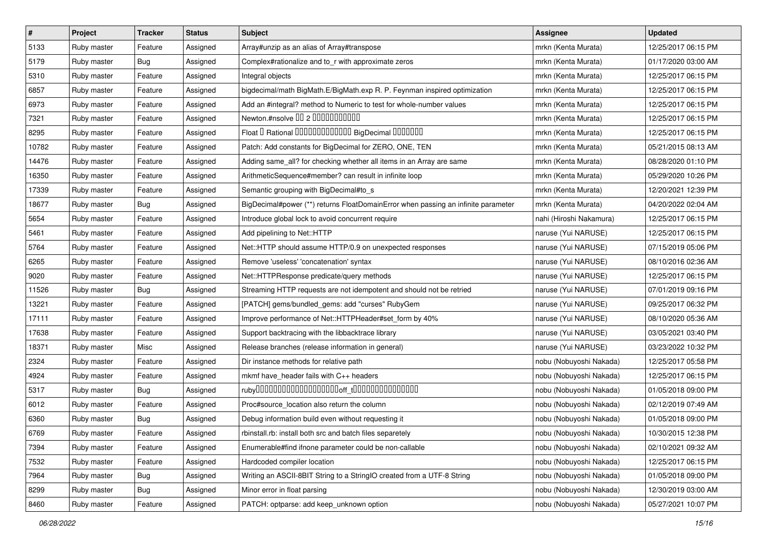| # | Project | Tracker | Status | Subject | Assignee | Updated |
|---|---|---|---|---|---|---|
| 5133 | Ruby master | Feature | Assigned | Array#unzip as an alias of Array#transpose | mrkn (Kenta Murata) | 12/25/2017 06:15 PM |
| 5179 | Ruby master | Bug | Assigned | Complex#rationalize and to_r with approximate zeros | mrkn (Kenta Murata) | 01/17/2020 03:00 AM |
| 5310 | Ruby master | Feature | Assigned | Integral objects | mrkn (Kenta Murata) | 12/25/2017 06:15 PM |
| 6857 | Ruby master | Feature | Assigned | bigdecimal/math BigMath.E/BigMath.exp R. P. Feynman inspired optimization | mrkn (Kenta Murata) | 12/25/2017 06:15 PM |
| 6973 | Ruby master | Feature | Assigned | Add an #integral? method to Numeric to test for whole-number values | mrkn (Kenta Murata) | 12/25/2017 06:15 PM |
| 7321 | Ruby master | Feature | Assigned | Newton.#nsolve □□ 2 □□□□□□□□□□□ | mrkn (Kenta Murata) | 12/25/2017 06:15 PM |
| 8295 | Ruby master | Feature | Assigned | Float □ Rational □□□□□□□□□□□□□ BigDecimal □□□□□□□ | mrkn (Kenta Murata) | 12/25/2017 06:15 PM |
| 10782 | Ruby master | Feature | Assigned | Patch: Add constants for BigDecimal for ZERO, ONE, TEN | mrkn (Kenta Murata) | 05/21/2015 08:13 AM |
| 14476 | Ruby master | Feature | Assigned | Adding same_all? for checking whether all items in an Array are same | mrkn (Kenta Murata) | 08/28/2020 01:10 PM |
| 16350 | Ruby master | Feature | Assigned | ArithmeticSequence#member? can result in infinite loop | mrkn (Kenta Murata) | 05/29/2020 10:26 PM |
| 17339 | Ruby master | Feature | Assigned | Semantic grouping with BigDecimal#to_s | mrkn (Kenta Murata) | 12/20/2021 12:39 PM |
| 18677 | Ruby master | Bug | Assigned | BigDecimal#power (**) returns FloatDomainError when passing an infinite parameter | mrkn (Kenta Murata) | 04/20/2022 02:04 AM |
| 5654 | Ruby master | Feature | Assigned | Introduce global lock to avoid concurrent require | nahi (Hiroshi Nakamura) | 12/25/2017 06:15 PM |
| 5461 | Ruby master | Feature | Assigned | Add pipelining to Net::HTTP | naruse (Yui NARUSE) | 12/25/2017 06:15 PM |
| 5764 | Ruby master | Feature | Assigned | Net::HTTP should assume HTTP/0.9 on unexpected responses | naruse (Yui NARUSE) | 07/15/2019 05:06 PM |
| 6265 | Ruby master | Feature | Assigned | Remove 'useless' 'concatenation' syntax | naruse (Yui NARUSE) | 08/10/2016 02:36 AM |
| 9020 | Ruby master | Feature | Assigned | Net::HTTPResponse predicate/query methods | naruse (Yui NARUSE) | 12/25/2017 06:15 PM |
| 11526 | Ruby master | Bug | Assigned | Streaming HTTP requests are not idempotent and should not be retried | naruse (Yui NARUSE) | 07/01/2019 09:16 PM |
| 13221 | Ruby master | Feature | Assigned | [PATCH] gems/bundled_gems: add "curses" RubyGem | naruse (Yui NARUSE) | 09/25/2017 06:32 PM |
| 17111 | Ruby master | Feature | Assigned | Improve performance of Net::HTTPHeader#set_form by 40% | naruse (Yui NARUSE) | 08/10/2020 05:36 AM |
| 17638 | Ruby master | Feature | Assigned | Support backtracing with the libbacktrace library | naruse (Yui NARUSE) | 03/05/2021 03:40 PM |
| 18371 | Ruby master | Misc | Assigned | Release branches (release information in general) | naruse (Yui NARUSE) | 03/23/2022 10:32 PM |
| 2324 | Ruby master | Feature | Assigned | Dir instance methods for relative path | nobu (Nobuyoshi Nakada) | 12/25/2017 05:58 PM |
| 4924 | Ruby master | Feature | Assigned | mkmf have_header fails with C++ headers | nobu (Nobuyoshi Nakada) | 12/25/2017 06:15 PM |
| 5317 | Ruby master | Bug | Assigned | ruby□□□□□□□□□□□□□□□□□□□□off_t□□□□□□□□□□□□□□□□ | nobu (Nobuyoshi Nakada) | 01/05/2018 09:00 PM |
| 6012 | Ruby master | Feature | Assigned | Proc#source_location also return the column | nobu (Nobuyoshi Nakada) | 02/12/2019 07:49 AM |
| 6360 | Ruby master | Bug | Assigned | Debug information build even without requesting it | nobu (Nobuyoshi Nakada) | 01/05/2018 09:00 PM |
| 6769 | Ruby master | Feature | Assigned | rbinstall.rb: install both src and batch files separetely | nobu (Nobuyoshi Nakada) | 10/30/2015 12:38 PM |
| 7394 | Ruby master | Feature | Assigned | Enumerable#find ifnone parameter could be non-callable | nobu (Nobuyoshi Nakada) | 02/10/2021 09:32 AM |
| 7532 | Ruby master | Feature | Assigned | Hardcoded compiler location | nobu (Nobuyoshi Nakada) | 12/25/2017 06:15 PM |
| 7964 | Ruby master | Bug | Assigned | Writing an ASCII-8BIT String to a StringIO created from a UTF-8 String | nobu (Nobuyoshi Nakada) | 01/05/2018 09:00 PM |
| 8299 | Ruby master | Bug | Assigned | Minor error in float parsing | nobu (Nobuyoshi Nakada) | 12/30/2019 03:00 AM |
| 8460 | Ruby master | Feature | Assigned | PATCH: optparse: add keep_unknown option | nobu (Nobuyoshi Nakada) | 05/27/2021 10:07 PM |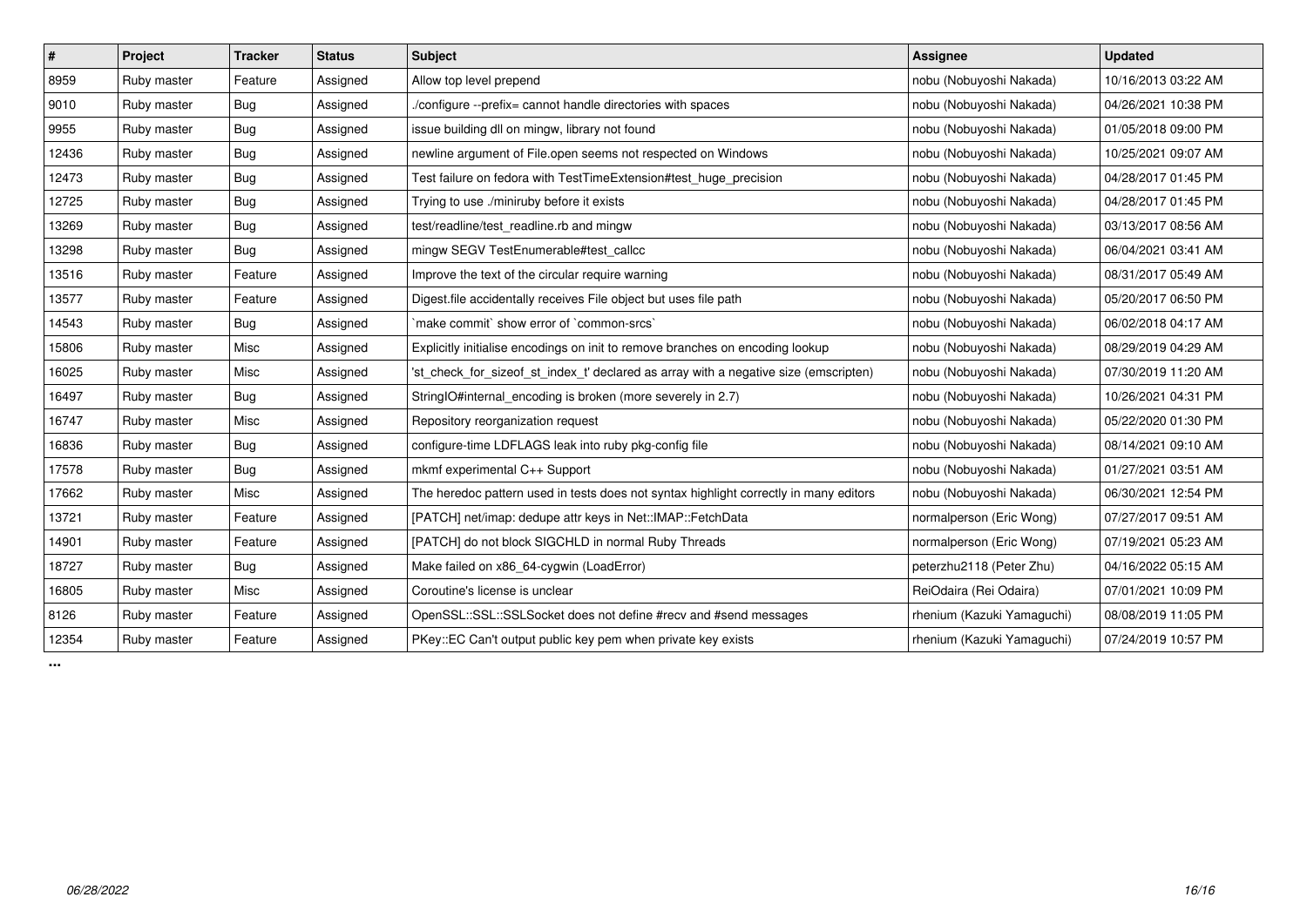| # | Project | Tracker | Status | Subject | Assignee | Updated |
|---|---|---|---|---|---|---|
| 8959 | Ruby master | Feature | Assigned | Allow top level prepend | nobu (Nobuyoshi Nakada) | 10/16/2013 03:22 AM |
| 9010 | Ruby master | Bug | Assigned | ./configure --prefix= cannot handle directories with spaces | nobu (Nobuyoshi Nakada) | 04/26/2021 10:38 PM |
| 9955 | Ruby master | Bug | Assigned | issue building dll on mingw, library not found | nobu (Nobuyoshi Nakada) | 01/05/2018 09:00 PM |
| 12436 | Ruby master | Bug | Assigned | newline argument of File.open seems not respected on Windows | nobu (Nobuyoshi Nakada) | 10/25/2021 09:07 AM |
| 12473 | Ruby master | Bug | Assigned | Test failure on fedora with TestTimeExtension#test_huge_precision | nobu (Nobuyoshi Nakada) | 04/28/2017 01:45 PM |
| 12725 | Ruby master | Bug | Assigned | Trying to use ./miniruby before it exists | nobu (Nobuyoshi Nakada) | 04/28/2017 01:45 PM |
| 13269 | Ruby master | Bug | Assigned | test/readline/test_readline.rb and mingw | nobu (Nobuyoshi Nakada) | 03/13/2017 08:56 AM |
| 13298 | Ruby master | Bug | Assigned | mingw SEGV TestEnumerable#test_callcc | nobu (Nobuyoshi Nakada) | 06/04/2021 03:41 AM |
| 13516 | Ruby master | Feature | Assigned | Improve the text of the circular require warning | nobu (Nobuyoshi Nakada) | 08/31/2017 05:49 AM |
| 13577 | Ruby master | Feature | Assigned | Digest.file accidentally receives File object but uses file path | nobu (Nobuyoshi Nakada) | 05/20/2017 06:50 PM |
| 14543 | Ruby master | Bug | Assigned | `make commit` show error of `common-srcs` | nobu (Nobuyoshi Nakada) | 06/02/2018 04:17 AM |
| 15806 | Ruby master | Misc | Assigned | Explicitly initialise encodings on init to remove branches on encoding lookup | nobu (Nobuyoshi Nakada) | 08/29/2019 04:29 AM |
| 16025 | Ruby master | Misc | Assigned | 'st_check_for_sizeof_st_index_t' declared as array with a negative size (emscripten) | nobu (Nobuyoshi Nakada) | 07/30/2019 11:20 AM |
| 16497 | Ruby master | Bug | Assigned | StringIO#internal_encoding is broken (more severely in 2.7) | nobu (Nobuyoshi Nakada) | 10/26/2021 04:31 PM |
| 16747 | Ruby master | Misc | Assigned | Repository reorganization request | nobu (Nobuyoshi Nakada) | 05/22/2020 01:30 PM |
| 16836 | Ruby master | Bug | Assigned | configure-time LDFLAGS leak into ruby pkg-config file | nobu (Nobuyoshi Nakada) | 08/14/2021 09:10 AM |
| 17578 | Ruby master | Bug | Assigned | mkmf experimental C++ Support | nobu (Nobuyoshi Nakada) | 01/27/2021 03:51 AM |
| 17662 | Ruby master | Misc | Assigned | The heredoc pattern used in tests does not syntax highlight correctly in many editors | nobu (Nobuyoshi Nakada) | 06/30/2021 12:54 PM |
| 13721 | Ruby master | Feature | Assigned | [PATCH] net/imap: dedupe attr keys in Net::IMAP::FetchData | normalperson (Eric Wong) | 07/27/2017 09:51 AM |
| 14901 | Ruby master | Feature | Assigned | [PATCH] do not block SIGCHLD in normal Ruby Threads | normalperson (Eric Wong) | 07/19/2021 05:23 AM |
| 18727 | Ruby master | Bug | Assigned | Make failed on x86_64-cygwin (LoadError) | peterzhu2118 (Peter Zhu) | 04/16/2022 05:15 AM |
| 16805 | Ruby master | Misc | Assigned | Coroutine's license is unclear | ReiOdaira (Rei Odaira) | 07/01/2021 10:09 PM |
| 8126 | Ruby master | Feature | Assigned | OpenSSL::SSL::SSLSocket does not define #recv and #send messages | rhenium (Kazuki Yamaguchi) | 08/08/2019 11:05 PM |
| 12354 | Ruby master | Feature | Assigned | PKey::EC Can't output public key pem when private key exists | rhenium (Kazuki Yamaguchi) | 07/24/2019 10:57 PM |

...